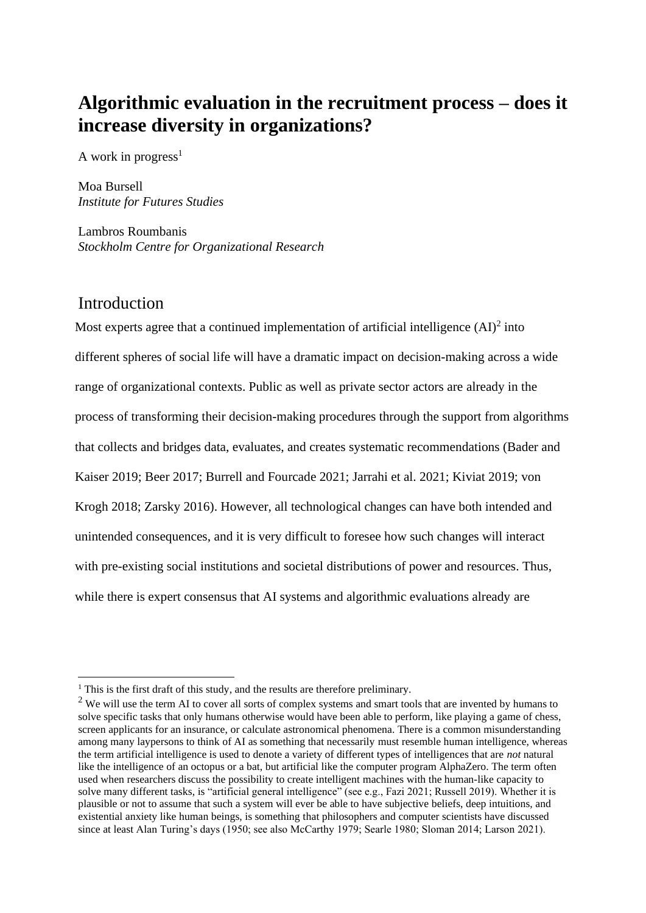# Algorithmic evaluation in the recruitment process – does it increase diversity in organizations?

A work in progress[1]

Moa Bursell
*Institute for Futures Studies*

Lambros Roumbanis
*Stockholm Centre for Organizational Research*

## Introduction

Most experts agree that a continued implementation of artificial intelligence (AI)[2] into different spheres of social life will have a dramatic impact on decision-making across a wide range of organizational contexts. Public as well as private sector actors are already in the process of transforming their decision-making procedures through the support from algorithms that collects and bridges data, evaluates, and creates systematic recommendations (Bader and Kaiser 2019; Beer 2017; Burrell and Fourcade 2021; Jarrahi et al. 2021; Kiviat 2019; von Krogh 2018; Zarsky 2016). However, all technological changes can have both intended and unintended consequences, and it is very difficult to foresee how such changes will interact with pre-existing social institutions and societal distributions of power and resources. Thus, while there is expert consensus that AI systems and algorithmic evaluations already are

---

[1] This is the first draft of this study, and the results are therefore preliminary.

[2] We will use the term AI to cover all sorts of complex systems and smart tools that are invented by humans to solve specific tasks that only humans otherwise would have been able to perform, like playing a game of chess, screen applicants for an insurance, or calculate astronomical phenomena. There is a common misunderstanding among many laypersons to think of AI as something that necessarily must resemble human intelligence, whereas the term artificial intelligence is used to denote a variety of different types of intelligences that are *not* natural like the intelligence of an octopus or a bat, but artificial like the computer program AlphaZero. The term often used when researchers discuss the possibility to create intelligent machines with the human-like capacity to solve many different tasks, is "artificial general intelligence" (see e.g., Fazi 2021; Russell 2019). Whether it is plausible or not to assume that such a system will ever be able to have subjective beliefs, deep intuitions, and existential anxiety like human beings, is something that philosophers and computer scientists have discussed since at least Alan Turing's days (1950; see also McCarthy 1979; Searle 1980; Sloman 2014; Larson 2021).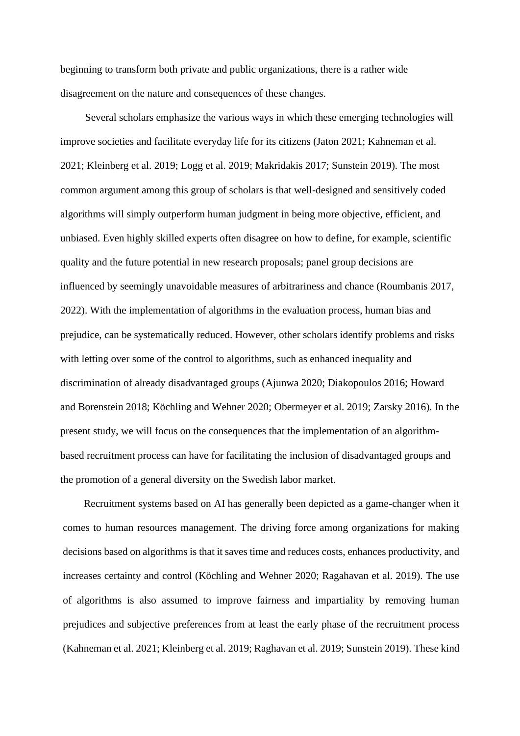beginning to transform both private and public organizations, there is a rather wide disagreement on the nature and consequences of these changes.

Several scholars emphasize the various ways in which these emerging technologies will improve societies and facilitate everyday life for its citizens (Jaton 2021; Kahneman et al. 2021; Kleinberg et al. 2019; Logg et al. 2019; Makridakis 2017; Sunstein 2019). The most common argument among this group of scholars is that well-designed and sensitively coded algorithms will simply outperform human judgment in being more objective, efficient, and unbiased. Even highly skilled experts often disagree on how to define, for example, scientific quality and the future potential in new research proposals; panel group decisions are influenced by seemingly unavoidable measures of arbitrariness and chance (Roumbanis 2017, 2022). With the implementation of algorithms in the evaluation process, human bias and prejudice, can be systematically reduced. However, other scholars identify problems and risks with letting over some of the control to algorithms, such as enhanced inequality and discrimination of already disadvantaged groups (Ajunwa 2020; Diakopoulos 2016; Howard and Borenstein 2018; Köchling and Wehner 2020; Obermeyer et al. 2019; Zarsky 2016). In the present study, we will focus on the consequences that the implementation of an algorithm-based recruitment process can have for facilitating the inclusion of disadvantaged groups and the promotion of a general diversity on the Swedish labor market.

Recruitment systems based on AI has generally been depicted as a game-changer when it comes to human resources management. The driving force among organizations for making decisions based on algorithms is that it saves time and reduces costs, enhances productivity, and increases certainty and control (Köchling and Wehner 2020; Ragahavan et al. 2019). The use of algorithms is also assumed to improve fairness and impartiality by removing human prejudices and subjective preferences from at least the early phase of the recruitment process (Kahneman et al. 2021; Kleinberg et al. 2019; Raghavan et al. 2019; Sunstein 2019). These kind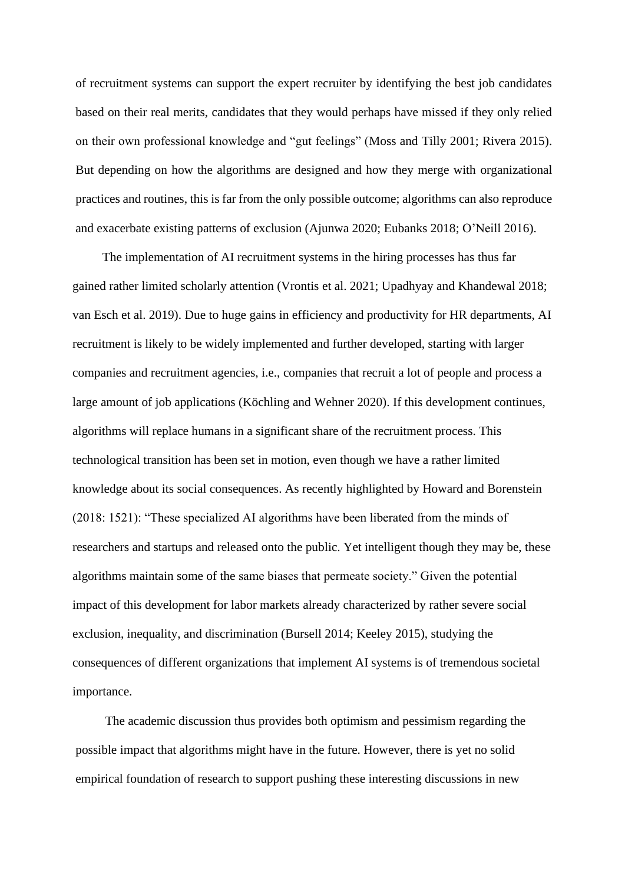of recruitment systems can support the expert recruiter by identifying the best job candidates based on their real merits, candidates that they would perhaps have missed if they only relied on their own professional knowledge and "gut feelings" (Moss and Tilly 2001; Rivera 2015). But depending on how the algorithms are designed and how they merge with organizational practices and routines, this is far from the only possible outcome; algorithms can also reproduce and exacerbate existing patterns of exclusion (Ajunwa 2020; Eubanks 2018; O'Neill 2016).

The implementation of AI recruitment systems in the hiring processes has thus far gained rather limited scholarly attention (Vrontis et al. 2021; Upadhyay and Khandewal 2018; van Esch et al. 2019). Due to huge gains in efficiency and productivity for HR departments, AI recruitment is likely to be widely implemented and further developed, starting with larger companies and recruitment agencies, i.e., companies that recruit a lot of people and process a large amount of job applications (Köchling and Wehner 2020). If this development continues, algorithms will replace humans in a significant share of the recruitment process. This technological transition has been set in motion, even though we have a rather limited knowledge about its social consequences. As recently highlighted by Howard and Borenstein (2018: 1521): "These specialized AI algorithms have been liberated from the minds of researchers and startups and released onto the public. Yet intelligent though they may be, these algorithms maintain some of the same biases that permeate society." Given the potential impact of this development for labor markets already characterized by rather severe social exclusion, inequality, and discrimination (Bursell 2014; Keeley 2015), studying the consequences of different organizations that implement AI systems is of tremendous societal importance.

The academic discussion thus provides both optimism and pessimism regarding the possible impact that algorithms might have in the future. However, there is yet no solid empirical foundation of research to support pushing these interesting discussions in new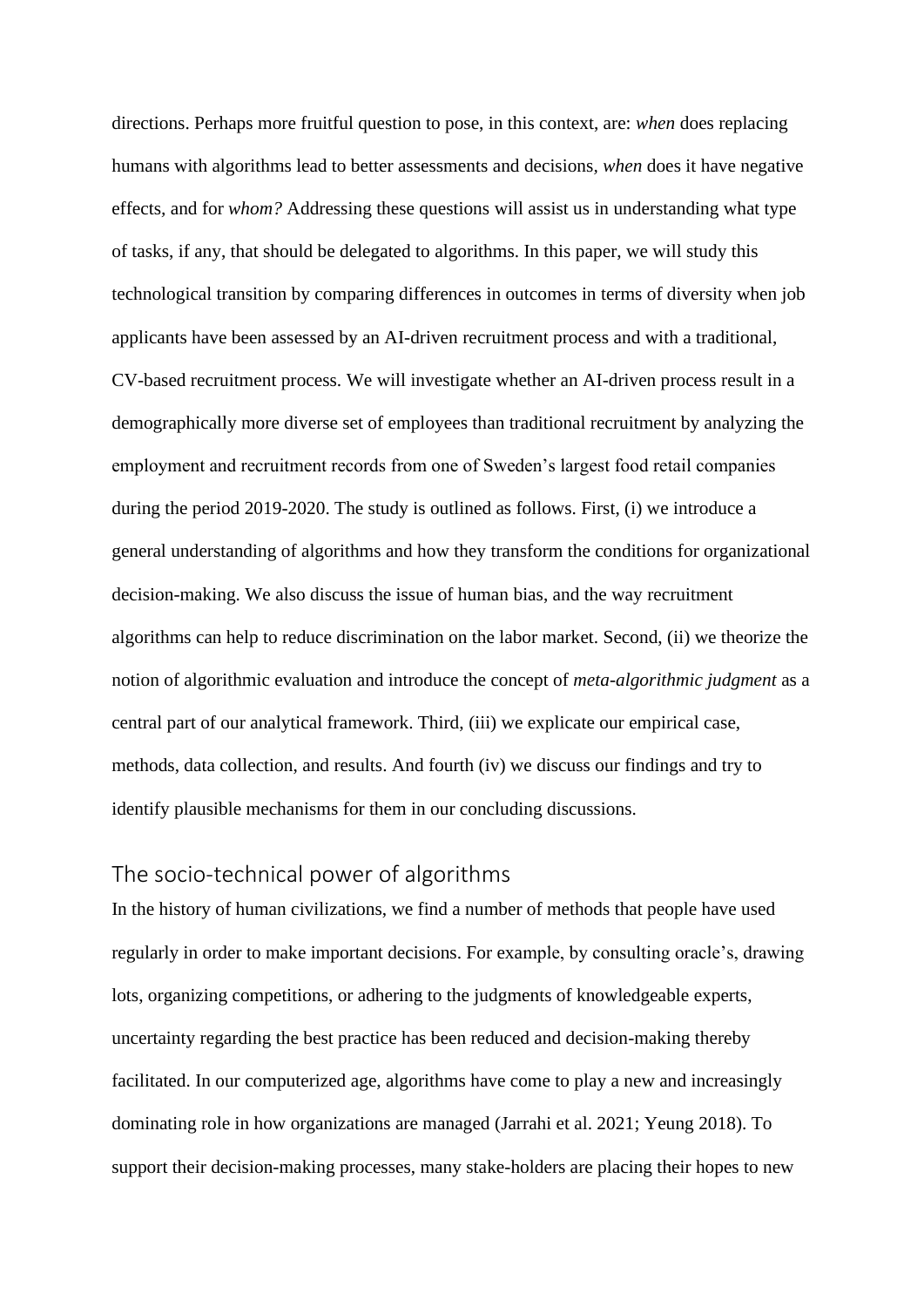directions. Perhaps more fruitful question to pose, in this context, are: *when* does replacing humans with algorithms lead to better assessments and decisions, *when* does it have negative effects, and for *whom?* Addressing these questions will assist us in understanding what type of tasks, if any, that should be delegated to algorithms. In this paper, we will study this technological transition by comparing differences in outcomes in terms of diversity when job applicants have been assessed by an AI-driven recruitment process and with a traditional, CV-based recruitment process. We will investigate whether an AI-driven process result in a demographically more diverse set of employees than traditional recruitment by analyzing the employment and recruitment records from one of Sweden's largest food retail companies during the period 2019-2020. The study is outlined as follows. First, (i) we introduce a general understanding of algorithms and how they transform the conditions for organizational decision-making. We also discuss the issue of human bias, and the way recruitment algorithms can help to reduce discrimination on the labor market. Second, (ii) we theorize the notion of algorithmic evaluation and introduce the concept of *meta-algorithmic judgment* as a central part of our analytical framework. Third, (iii) we explicate our empirical case, methods, data collection, and results. And fourth (iv) we discuss our findings and try to identify plausible mechanisms for them in our concluding discussions.

## The socio-technical power of algorithms

In the history of human civilizations, we find a number of methods that people have used regularly in order to make important decisions. For example, by consulting oracle's, drawing lots, organizing competitions, or adhering to the judgments of knowledgeable experts, uncertainty regarding the best practice has been reduced and decision-making thereby facilitated. In our computerized age, algorithms have come to play a new and increasingly dominating role in how organizations are managed (Jarrahi et al. 2021; Yeung 2018). To support their decision-making processes, many stake-holders are placing their hopes to new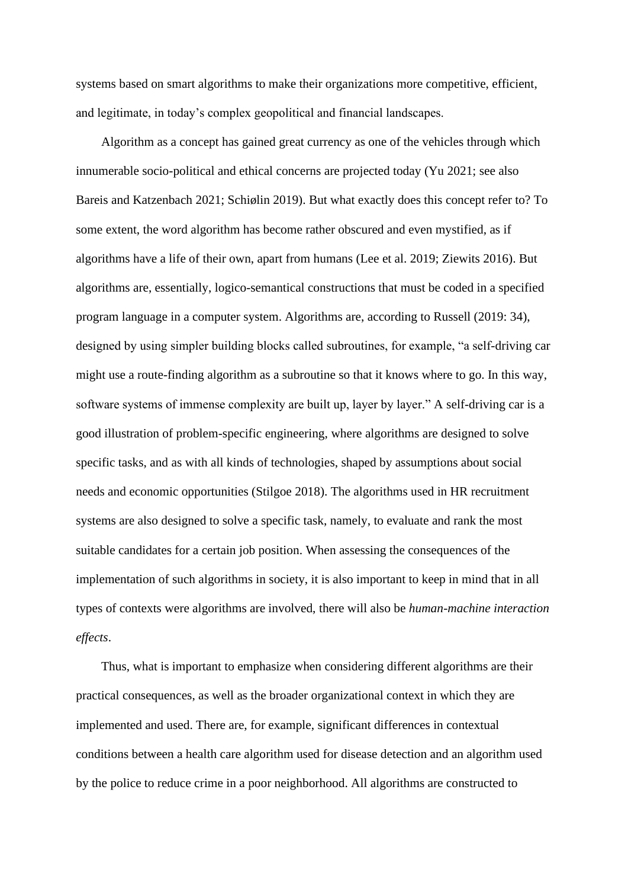systems based on smart algorithms to make their organizations more competitive, efficient, and legitimate, in today's complex geopolitical and financial landscapes.

Algorithm as a concept has gained great currency as one of the vehicles through which innumerable socio-political and ethical concerns are projected today (Yu 2021; see also Bareis and Katzenbach 2021; Schiølin 2019). But what exactly does this concept refer to? To some extent, the word algorithm has become rather obscured and even mystified, as if algorithms have a life of their own, apart from humans (Lee et al. 2019; Ziewits 2016). But algorithms are, essentially, logico-semantical constructions that must be coded in a specified program language in a computer system. Algorithms are, according to Russell (2019: 34), designed by using simpler building blocks called subroutines, for example, "a self-driving car might use a route-finding algorithm as a subroutine so that it knows where to go. In this way, software systems of immense complexity are built up, layer by layer." A self-driving car is a good illustration of problem-specific engineering, where algorithms are designed to solve specific tasks, and as with all kinds of technologies, shaped by assumptions about social needs and economic opportunities (Stilgoe 2018). The algorithms used in HR recruitment systems are also designed to solve a specific task, namely, to evaluate and rank the most suitable candidates for a certain job position. When assessing the consequences of the implementation of such algorithms in society, it is also important to keep in mind that in all types of contexts were algorithms are involved, there will also be *human-machine interaction effects*.

Thus, what is important to emphasize when considering different algorithms are their practical consequences, as well as the broader organizational context in which they are implemented and used. There are, for example, significant differences in contextual conditions between a health care algorithm used for disease detection and an algorithm used by the police to reduce crime in a poor neighborhood. All algorithms are constructed to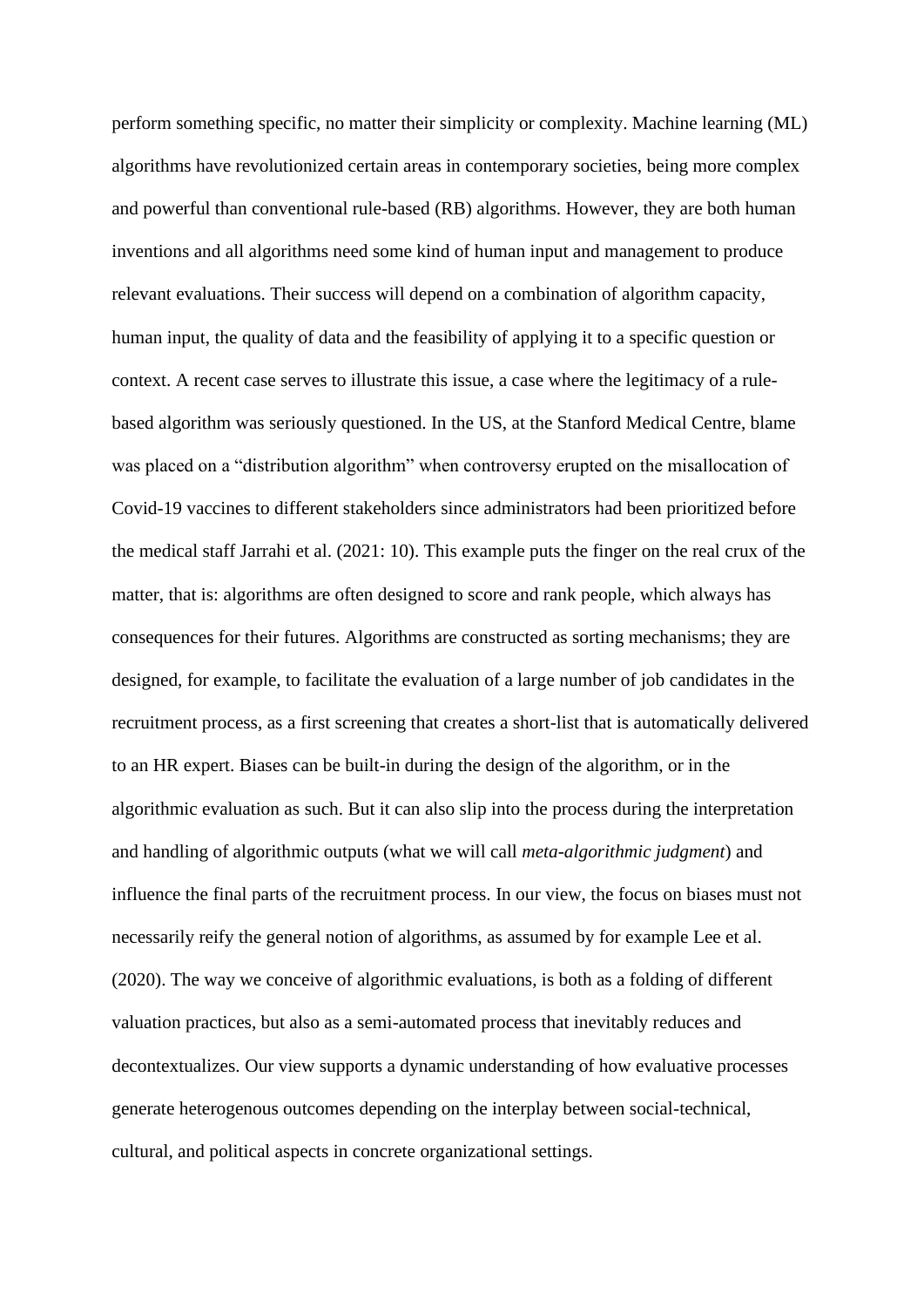perform something specific, no matter their simplicity or complexity. Machine learning (ML) algorithms have revolutionized certain areas in contemporary societies, being more complex and powerful than conventional rule-based (RB) algorithms. However, they are both human inventions and all algorithms need some kind of human input and management to produce relevant evaluations. Their success will depend on a combination of algorithm capacity, human input, the quality of data and the feasibility of applying it to a specific question or context. A recent case serves to illustrate this issue, a case where the legitimacy of a rule-based algorithm was seriously questioned. In the US, at the Stanford Medical Centre, blame was placed on a "distribution algorithm" when controversy erupted on the misallocation of Covid-19 vaccines to different stakeholders since administrators had been prioritized before the medical staff Jarrahi et al. (2021: 10). This example puts the finger on the real crux of the matter, that is: algorithms are often designed to score and rank people, which always has consequences for their futures. Algorithms are constructed as sorting mechanisms; they are designed, for example, to facilitate the evaluation of a large number of job candidates in the recruitment process, as a first screening that creates a short-list that is automatically delivered to an HR expert. Biases can be built-in during the design of the algorithm, or in the algorithmic evaluation as such. But it can also slip into the process during the interpretation and handling of algorithmic outputs (what we will call *meta-algorithmic judgment*) and influence the final parts of the recruitment process. In our view, the focus on biases must not necessarily reify the general notion of algorithms, as assumed by for example Lee et al. (2020). The way we conceive of algorithmic evaluations, is both as a folding of different valuation practices, but also as a semi-automated process that inevitably reduces and decontextualizes. Our view supports a dynamic understanding of how evaluative processes generate heterogenous outcomes depending on the interplay between social-technical, cultural, and political aspects in concrete organizational settings.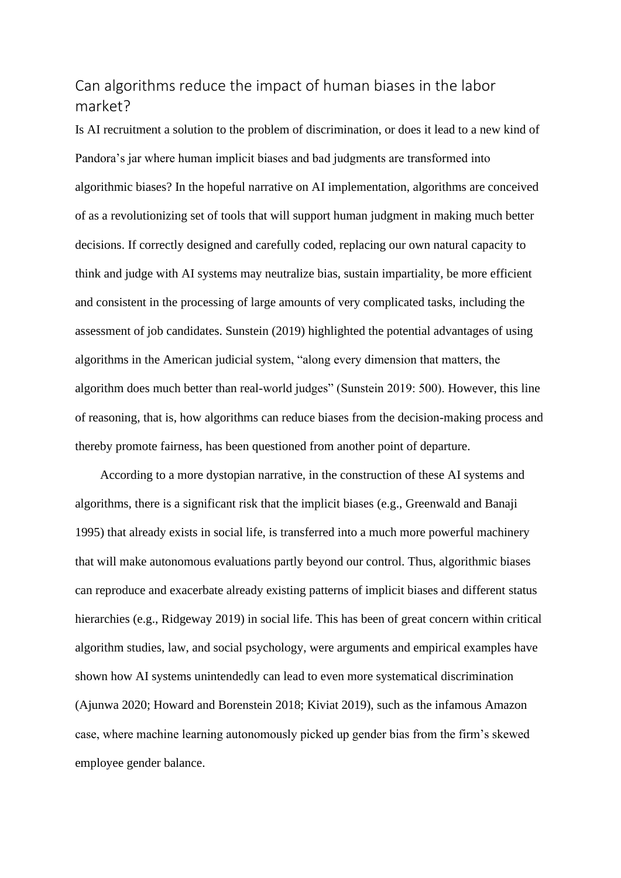## Can algorithms reduce the impact of human biases in the labor market?

Is AI recruitment a solution to the problem of discrimination, or does it lead to a new kind of Pandora's jar where human implicit biases and bad judgments are transformed into algorithmic biases? In the hopeful narrative on AI implementation, algorithms are conceived of as a revolutionizing set of tools that will support human judgment in making much better decisions. If correctly designed and carefully coded, replacing our own natural capacity to think and judge with AI systems may neutralize bias, sustain impartiality, be more efficient and consistent in the processing of large amounts of very complicated tasks, including the assessment of job candidates. Sunstein (2019) highlighted the potential advantages of using algorithms in the American judicial system, "along every dimension that matters, the algorithm does much better than real-world judges" (Sunstein 2019: 500). However, this line of reasoning, that is, how algorithms can reduce biases from the decision-making process and thereby promote fairness, has been questioned from another point of departure.

According to a more dystopian narrative, in the construction of these AI systems and algorithms, there is a significant risk that the implicit biases (e.g., Greenwald and Banaji 1995) that already exists in social life, is transferred into a much more powerful machinery that will make autonomous evaluations partly beyond our control. Thus, algorithmic biases can reproduce and exacerbate already existing patterns of implicit biases and different status hierarchies (e.g., Ridgeway 2019) in social life. This has been of great concern within critical algorithm studies, law, and social psychology, were arguments and empirical examples have shown how AI systems unintendedly can lead to even more systematical discrimination (Ajunwa 2020; Howard and Borenstein 2018; Kiviat 2019), such as the infamous Amazon case, where machine learning autonomously picked up gender bias from the firm's skewed employee gender balance.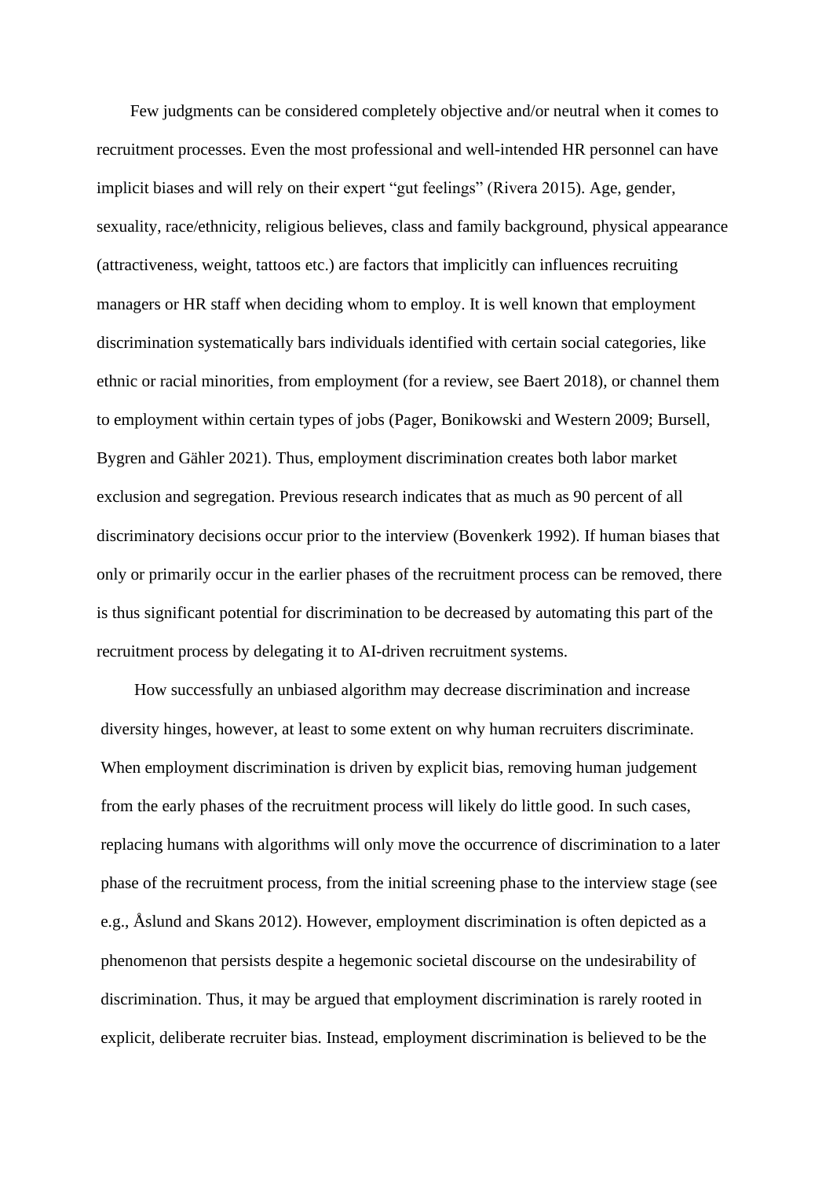Few judgments can be considered completely objective and/or neutral when it comes to recruitment processes. Even the most professional and well-intended HR personnel can have implicit biases and will rely on their expert "gut feelings" (Rivera 2015). Age, gender, sexuality, race/ethnicity, religious believes, class and family background, physical appearance (attractiveness, weight, tattoos etc.) are factors that implicitly can influences recruiting managers or HR staff when deciding whom to employ. It is well known that employment discrimination systematically bars individuals identified with certain social categories, like ethnic or racial minorities, from employment (for a review, see Baert 2018), or channel them to employment within certain types of jobs (Pager, Bonikowski and Western 2009; Bursell, Bygren and Gähler 2021). Thus, employment discrimination creates both labor market exclusion and segregation. Previous research indicates that as much as 90 percent of all discriminatory decisions occur prior to the interview (Bovenkerk 1992). If human biases that only or primarily occur in the earlier phases of the recruitment process can be removed, there is thus significant potential for discrimination to be decreased by automating this part of the recruitment process by delegating it to AI-driven recruitment systems.

How successfully an unbiased algorithm may decrease discrimination and increase diversity hinges, however, at least to some extent on why human recruiters discriminate. When employment discrimination is driven by explicit bias, removing human judgement from the early phases of the recruitment process will likely do little good. In such cases, replacing humans with algorithms will only move the occurrence of discrimination to a later phase of the recruitment process, from the initial screening phase to the interview stage (see e.g., Åslund and Skans 2012). However, employment discrimination is often depicted as a phenomenon that persists despite a hegemonic societal discourse on the undesirability of discrimination. Thus, it may be argued that employment discrimination is rarely rooted in explicit, deliberate recruiter bias. Instead, employment discrimination is believed to be the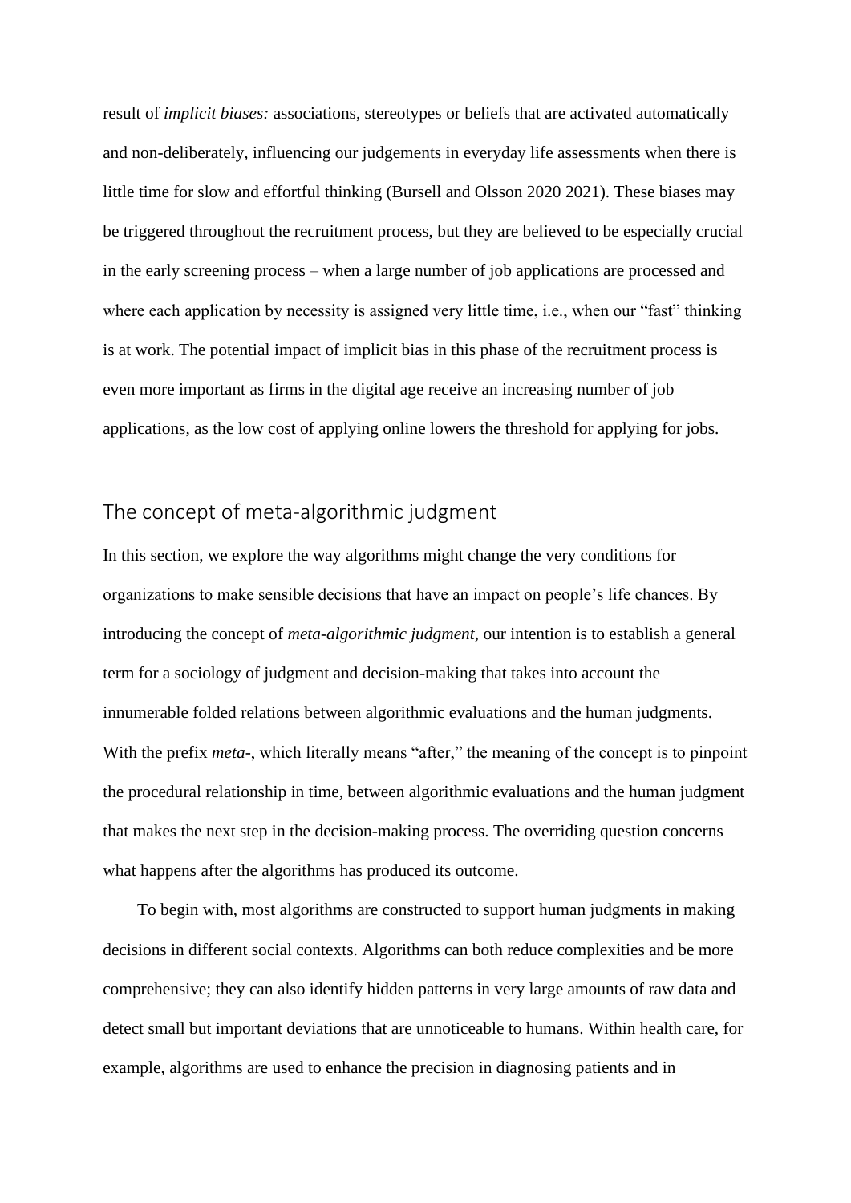result of *implicit biases:* associations, stereotypes or beliefs that are activated automatically and non-deliberately, influencing our judgements in everyday life assessments when there is little time for slow and effortful thinking (Bursell and Olsson 2020 2021). These biases may be triggered throughout the recruitment process, but they are believed to be especially crucial in the early screening process – when a large number of job applications are processed and where each application by necessity is assigned very little time, i.e., when our "fast" thinking is at work. The potential impact of implicit bias in this phase of the recruitment process is even more important as firms in the digital age receive an increasing number of job applications, as the low cost of applying online lowers the threshold for applying for jobs.

## The concept of meta-algorithmic judgment

In this section, we explore the way algorithms might change the very conditions for organizations to make sensible decisions that have an impact on people's life chances. By introducing the concept of *meta-algorithmic judgment,* our intention is to establish a general term for a sociology of judgment and decision-making that takes into account the innumerable folded relations between algorithmic evaluations and the human judgments. With the prefix *meta-*, which literally means "after," the meaning of the concept is to pinpoint the procedural relationship in time, between algorithmic evaluations and the human judgment that makes the next step in the decision-making process. The overriding question concerns what happens after the algorithms has produced its outcome.

To begin with, most algorithms are constructed to support human judgments in making decisions in different social contexts. Algorithms can both reduce complexities and be more comprehensive; they can also identify hidden patterns in very large amounts of raw data and detect small but important deviations that are unnoticeable to humans. Within health care, for example, algorithms are used to enhance the precision in diagnosing patients and in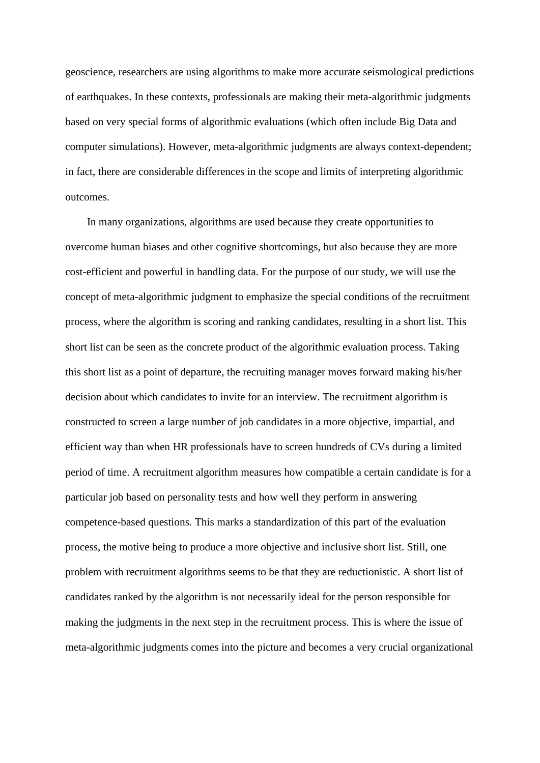geoscience, researchers are using algorithms to make more accurate seismological predictions of earthquakes. In these contexts, professionals are making their meta-algorithmic judgments based on very special forms of algorithmic evaluations (which often include Big Data and computer simulations). However, meta-algorithmic judgments are always context-dependent; in fact, there are considerable differences in the scope and limits of interpreting algorithmic outcomes.

In many organizations, algorithms are used because they create opportunities to overcome human biases and other cognitive shortcomings, but also because they are more cost-efficient and powerful in handling data. For the purpose of our study, we will use the concept of meta-algorithmic judgment to emphasize the special conditions of the recruitment process, where the algorithm is scoring and ranking candidates, resulting in a short list. This short list can be seen as the concrete product of the algorithmic evaluation process. Taking this short list as a point of departure, the recruiting manager moves forward making his/her decision about which candidates to invite for an interview. The recruitment algorithm is constructed to screen a large number of job candidates in a more objective, impartial, and efficient way than when HR professionals have to screen hundreds of CVs during a limited period of time. A recruitment algorithm measures how compatible a certain candidate is for a particular job based on personality tests and how well they perform in answering competence-based questions. This marks a standardization of this part of the evaluation process, the motive being to produce a more objective and inclusive short list. Still, one problem with recruitment algorithms seems to be that they are reductionistic. A short list of candidates ranked by the algorithm is not necessarily ideal for the person responsible for making the judgments in the next step in the recruitment process. This is where the issue of meta-algorithmic judgments comes into the picture and becomes a very crucial organizational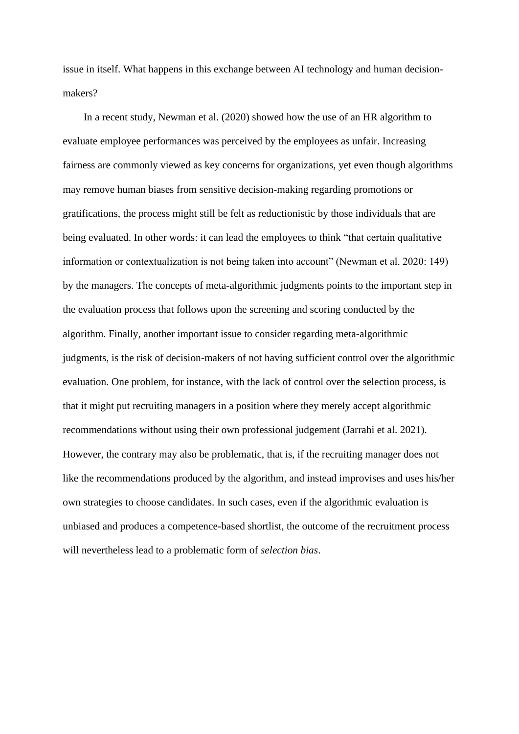issue in itself. What happens in this exchange between AI technology and human decision-makers?

In a recent study, Newman et al. (2020) showed how the use of an HR algorithm to evaluate employee performances was perceived by the employees as unfair. Increasing fairness are commonly viewed as key concerns for organizations, yet even though algorithms may remove human biases from sensitive decision-making regarding promotions or gratifications, the process might still be felt as reductionistic by those individuals that are being evaluated. In other words: it can lead the employees to think "that certain qualitative information or contextualization is not being taken into account" (Newman et al. 2020: 149) by the managers. The concepts of meta-algorithmic judgments points to the important step in the evaluation process that follows upon the screening and scoring conducted by the algorithm. Finally, another important issue to consider regarding meta-algorithmic judgments, is the risk of decision-makers of not having sufficient control over the algorithmic evaluation. One problem, for instance, with the lack of control over the selection process, is that it might put recruiting managers in a position where they merely accept algorithmic recommendations without using their own professional judgement (Jarrahi et al. 2021). However, the contrary may also be problematic, that is, if the recruiting manager does not like the recommendations produced by the algorithm, and instead improvises and uses his/her own strategies to choose candidates. In such cases, even if the algorithmic evaluation is unbiased and produces a competence-based shortlist, the outcome of the recruitment process will nevertheless lead to a problematic form of *selection bias*.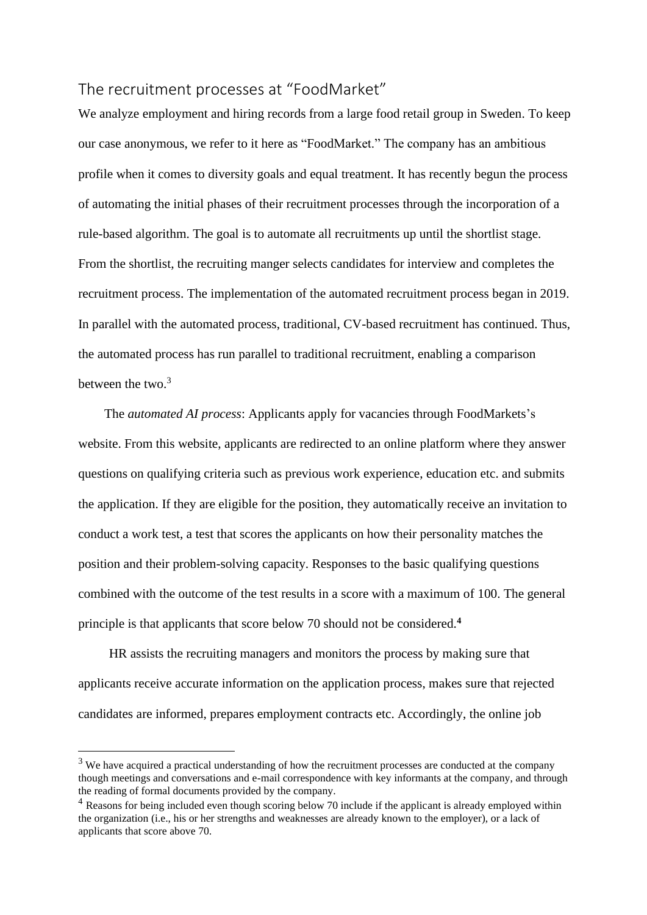## The recruitment processes at "FoodMarket"

We analyze employment and hiring records from a large food retail group in Sweden. To keep our case anonymous, we refer to it here as "FoodMarket." The company has an ambitious profile when it comes to diversity goals and equal treatment. It has recently begun the process of automating the initial phases of their recruitment processes through the incorporation of a rule-based algorithm. The goal is to automate all recruitments up until the shortlist stage. From the shortlist, the recruiting manger selects candidates for interview and completes the recruitment process. The implementation of the automated recruitment process began in 2019. In parallel with the automated process, traditional, CV-based recruitment has continued. Thus, the automated process has run parallel to traditional recruitment, enabling a comparison between the two.[3]

The *automated AI process*: Applicants apply for vacancies through FoodMarkets's website. From this website, applicants are redirected to an online platform where they answer questions on qualifying criteria such as previous work experience, education etc. and submits the application. If they are eligible for the position, they automatically receive an invitation to conduct a work test, a test that scores the applicants on how their personality matches the position and their problem-solving capacity. Responses to the basic qualifying questions combined with the outcome of the test results in a score with a maximum of 100. The general principle is that applicants that score below 70 should not be considered.[4]

HR assists the recruiting managers and monitors the process by making sure that applicants receive accurate information on the application process, makes sure that rejected candidates are informed, prepares employment contracts etc. Accordingly, the online job

---

[3] We have acquired a practical understanding of how the recruitment processes are conducted at the company though meetings and conversations and e-mail correspondence with key informants at the company, and through the reading of formal documents provided by the company.

[4] Reasons for being included even though scoring below 70 include if the applicant is already employed within the organization (i.e., his or her strengths and weaknesses are already known to the employer), or a lack of applicants that score above 70.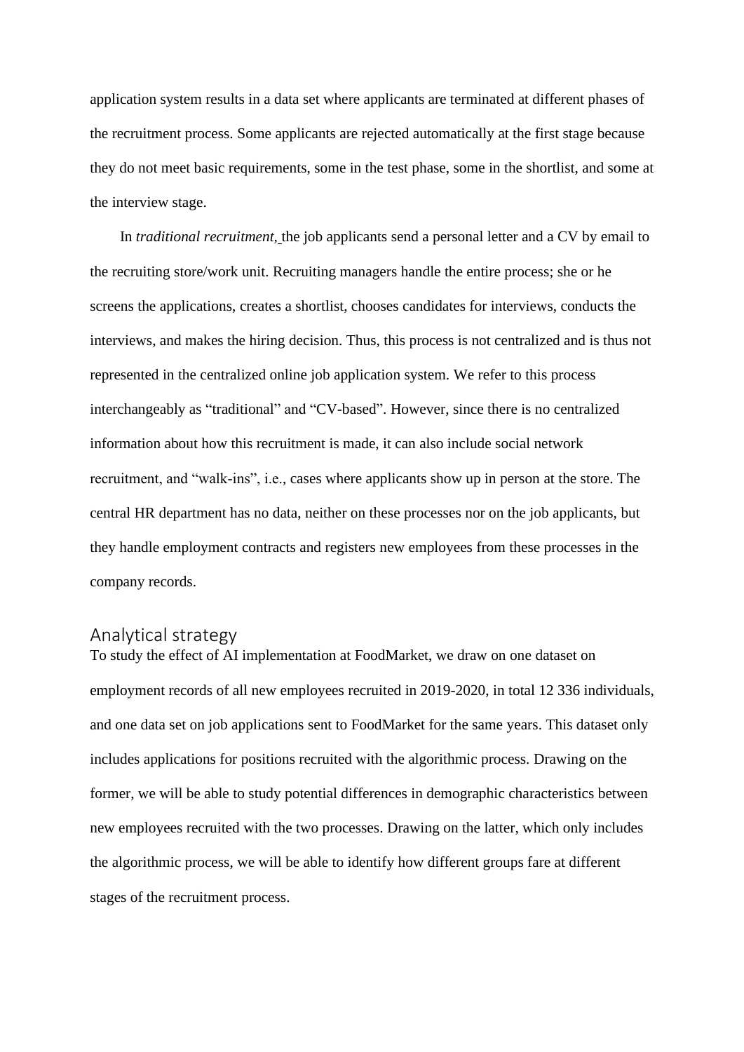application system results in a data set where applicants are terminated at different phases of the recruitment process. Some applicants are rejected automatically at the first stage because they do not meet basic requirements, some in the test phase, some in the shortlist, and some at the interview stage.

In *traditional recruitment,* the job applicants send a personal letter and a CV by email to the recruiting store/work unit. Recruiting managers handle the entire process; she or he screens the applications, creates a shortlist, chooses candidates for interviews, conducts the interviews, and makes the hiring decision. Thus, this process is not centralized and is thus not represented in the centralized online job application system. We refer to this process interchangeably as “traditional” and “CV-based”. However, since there is no centralized information about how this recruitment is made, it can also include social network recruitment, and “walk-ins”, i.e., cases where applicants show up in person at the store. The central HR department has no data, neither on these processes nor on the job applicants, but they handle employment contracts and registers new employees from these processes in the company records.

## Analytical strategy

To study the effect of AI implementation at FoodMarket, we draw on one dataset on employment records of all new employees recruited in 2019-2020, in total 12 336 individuals, and one data set on job applications sent to FoodMarket for the same years. This dataset only includes applications for positions recruited with the algorithmic process. Drawing on the former, we will be able to study potential differences in demographic characteristics between new employees recruited with the two processes. Drawing on the latter, which only includes the algorithmic process, we will be able to identify how different groups fare at different stages of the recruitment process.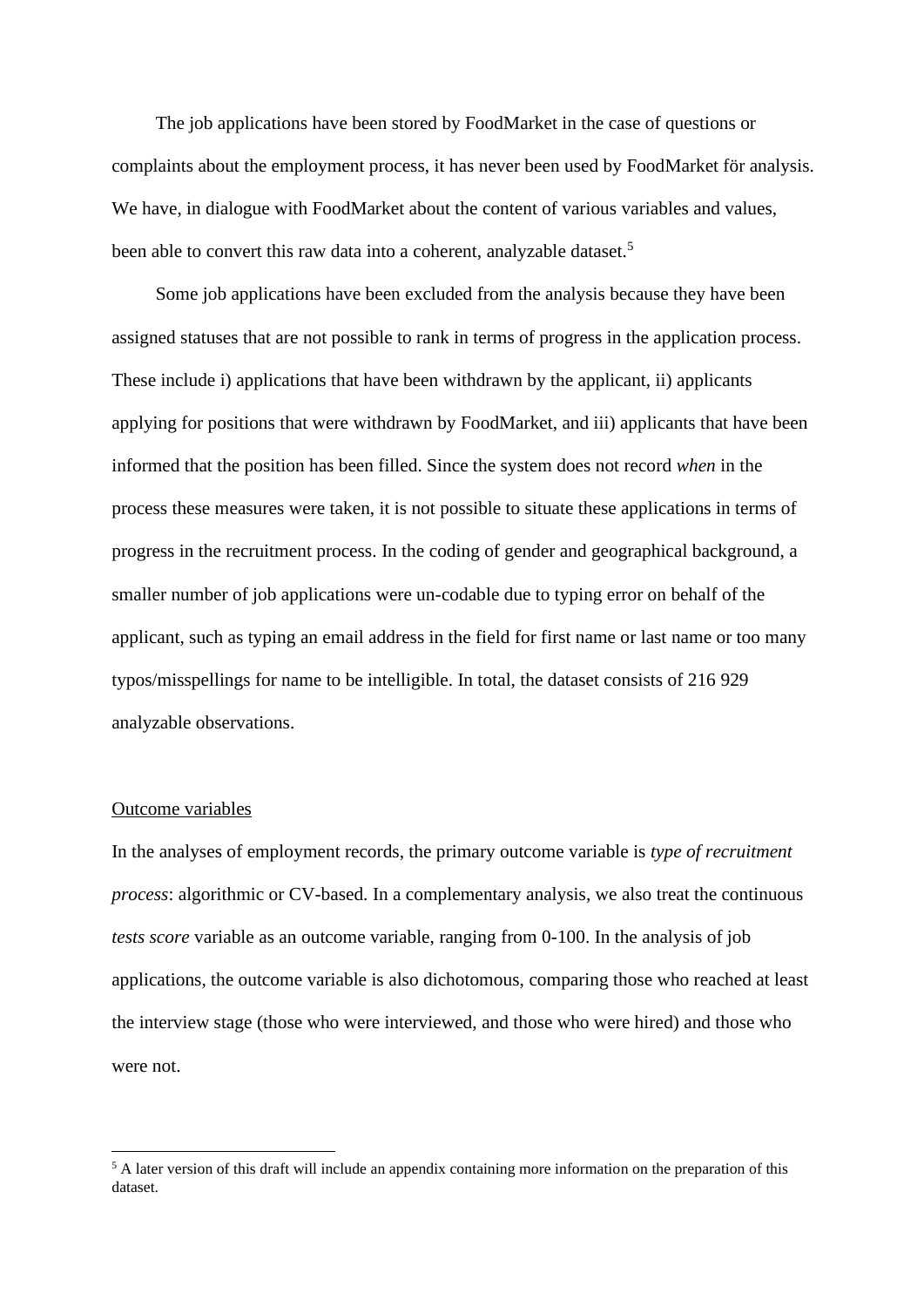The job applications have been stored by FoodMarket in the case of questions or complaints about the employment process, it has never been used by FoodMarket för analysis. We have, in dialogue with FoodMarket about the content of various variables and values, been able to convert this raw data into a coherent, analyzable dataset.[5]

Some job applications have been excluded from the analysis because they have been assigned statuses that are not possible to rank in terms of progress in the application process. These include i) applications that have been withdrawn by the applicant, ii) applicants applying for positions that were withdrawn by FoodMarket, and iii) applicants that have been informed that the position has been filled. Since the system does not record *when* in the process these measures were taken, it is not possible to situate these applications in terms of progress in the recruitment process. In the coding of gender and geographical background, a smaller number of job applications were un-codable due to typing error on behalf of the applicant, such as typing an email address in the field for first name or last name or too many typos/misspellings for name to be intelligible. In total, the dataset consists of 216 929 analyzable observations.

<u>Outcome variables</u>

In the analyses of employment records, the primary outcome variable is *type of recruitment process*: algorithmic or CV-based. In a complementary analysis, we also treat the continuous *tests score* variable as an outcome variable, ranging from 0-100. In the analysis of job applications, the outcome variable is also dichotomous, comparing those who reached at least the interview stage (those who were interviewed, and those who were hired) and those who were not.

[5] A later version of this draft will include an appendix containing more information on the preparation of this dataset.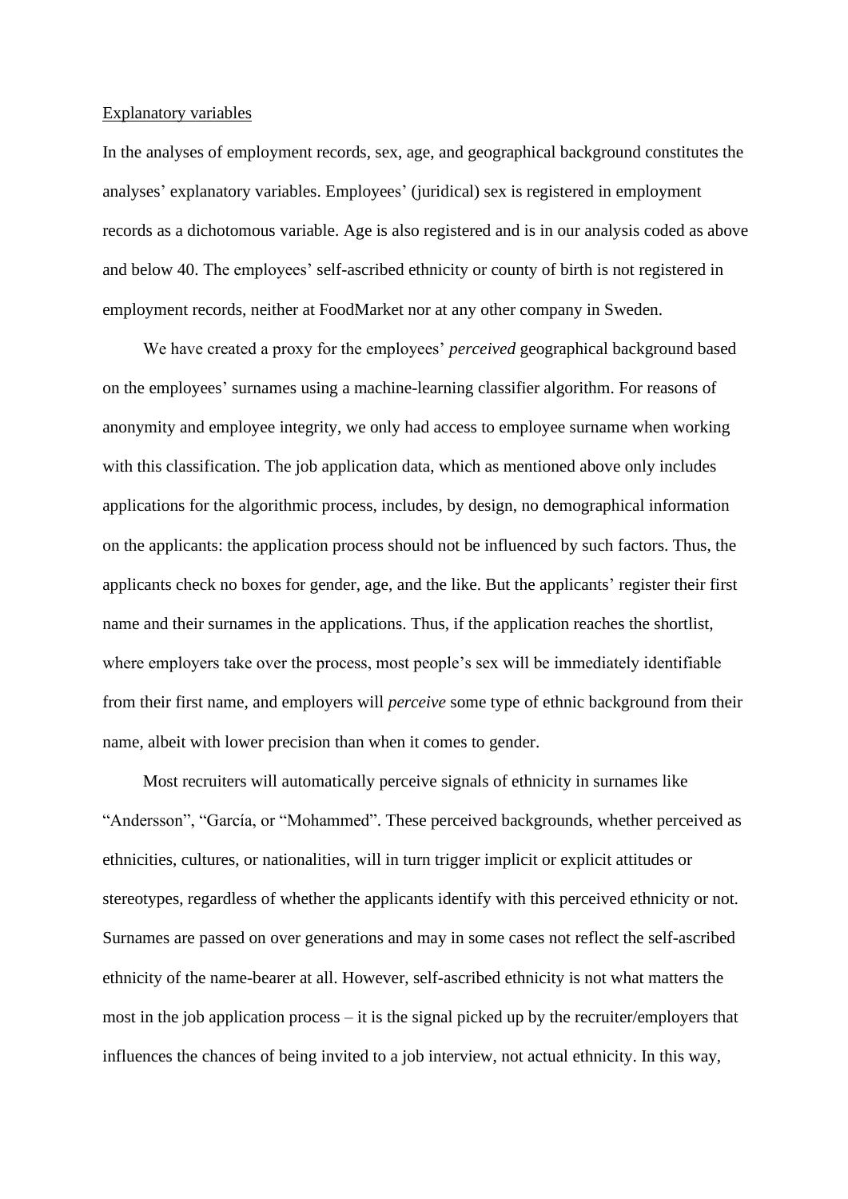Explanatory variables

In the analyses of employment records, sex, age, and geographical background constitutes the analyses' explanatory variables. Employees' (juridical) sex is registered in employment records as a dichotomous variable. Age is also registered and is in our analysis coded as above and below 40. The employees' self-ascribed ethnicity or county of birth is not registered in employment records, neither at FoodMarket nor at any other company in Sweden.

We have created a proxy for the employees' *perceived* geographical background based on the employees' surnames using a machine-learning classifier algorithm. For reasons of anonymity and employee integrity, we only had access to employee surname when working with this classification. The job application data, which as mentioned above only includes applications for the algorithmic process, includes, by design, no demographical information on the applicants: the application process should not be influenced by such factors. Thus, the applicants check no boxes for gender, age, and the like. But the applicants' register their first name and their surnames in the applications. Thus, if the application reaches the shortlist, where employers take over the process, most people's sex will be immediately identifiable from their first name, and employers will *perceive* some type of ethnic background from their name, albeit with lower precision than when it comes to gender.

Most recruiters will automatically perceive signals of ethnicity in surnames like "Andersson", "García, or "Mohammed". These perceived backgrounds, whether perceived as ethnicities, cultures, or nationalities, will in turn trigger implicit or explicit attitudes or stereotypes, regardless of whether the applicants identify with this perceived ethnicity or not. Surnames are passed on over generations and may in some cases not reflect the self-ascribed ethnicity of the name-bearer at all. However, self-ascribed ethnicity is not what matters the most in the job application process – it is the signal picked up by the recruiter/employers that influences the chances of being invited to a job interview, not actual ethnicity. In this way,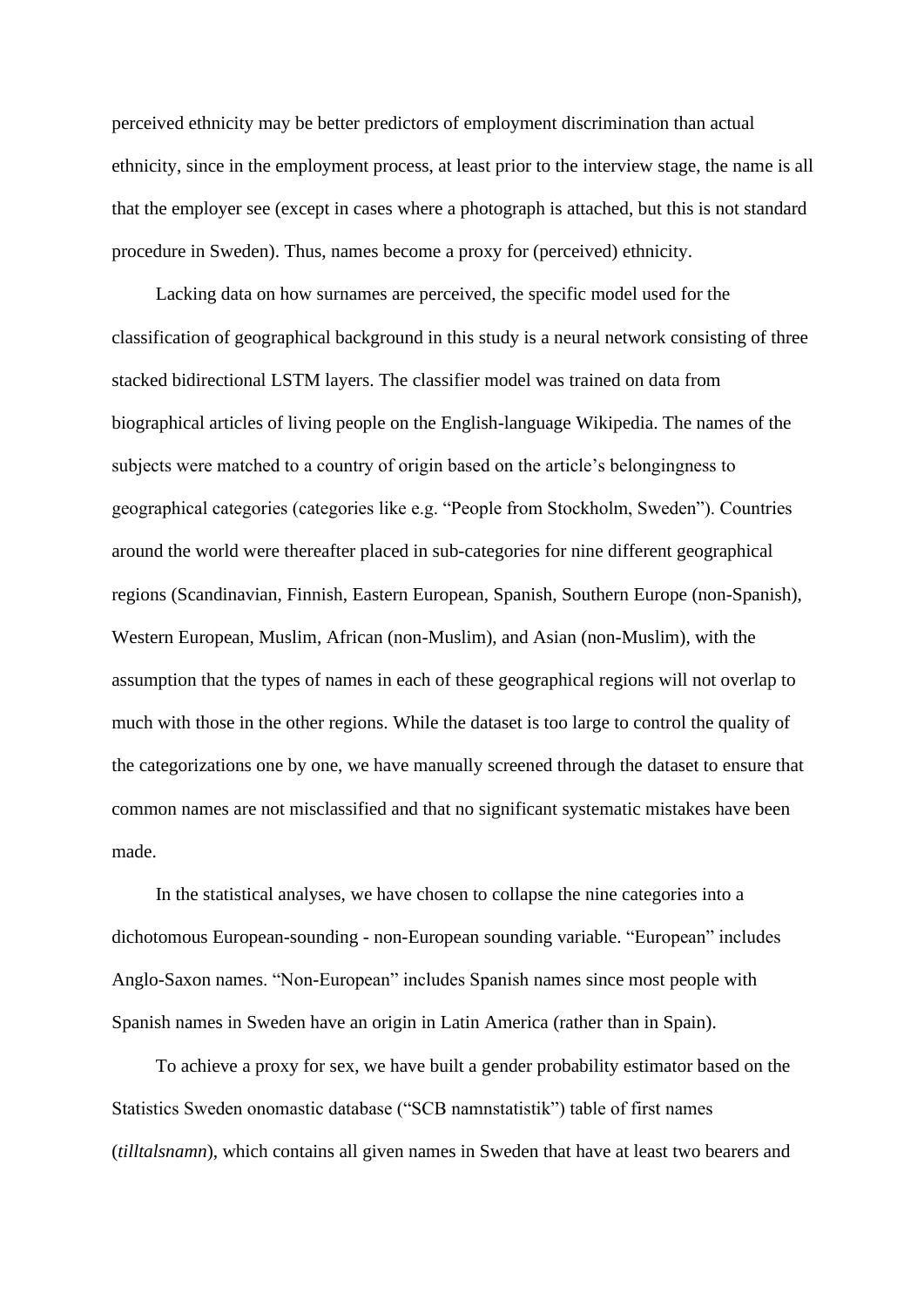perceived ethnicity may be better predictors of employment discrimination than actual ethnicity, since in the employment process, at least prior to the interview stage, the name is all that the employer see (except in cases where a photograph is attached, but this is not standard procedure in Sweden). Thus, names become a proxy for (perceived) ethnicity.

Lacking data on how surnames are perceived, the specific model used for the classification of geographical background in this study is a neural network consisting of three stacked bidirectional LSTM layers. The classifier model was trained on data from biographical articles of living people on the English-language Wikipedia. The names of the subjects were matched to a country of origin based on the article's belongingness to geographical categories (categories like e.g. "People from Stockholm, Sweden"). Countries around the world were thereafter placed in sub-categories for nine different geographical regions (Scandinavian, Finnish, Eastern European, Spanish, Southern Europe (non-Spanish), Western European, Muslim, African (non-Muslim), and Asian (non-Muslim), with the assumption that the types of names in each of these geographical regions will not overlap to much with those in the other regions. While the dataset is too large to control the quality of the categorizations one by one, we have manually screened through the dataset to ensure that common names are not misclassified and that no significant systematic mistakes have been made.

In the statistical analyses, we have chosen to collapse the nine categories into a dichotomous European-sounding - non-European sounding variable. "European" includes Anglo-Saxon names. "Non-European" includes Spanish names since most people with Spanish names in Sweden have an origin in Latin America (rather than in Spain).

To achieve a proxy for sex, we have built a gender probability estimator based on the Statistics Sweden onomastic database ("SCB namnstatistik") table of first names (*tilltalsnamn*), which contains all given names in Sweden that have at least two bearers and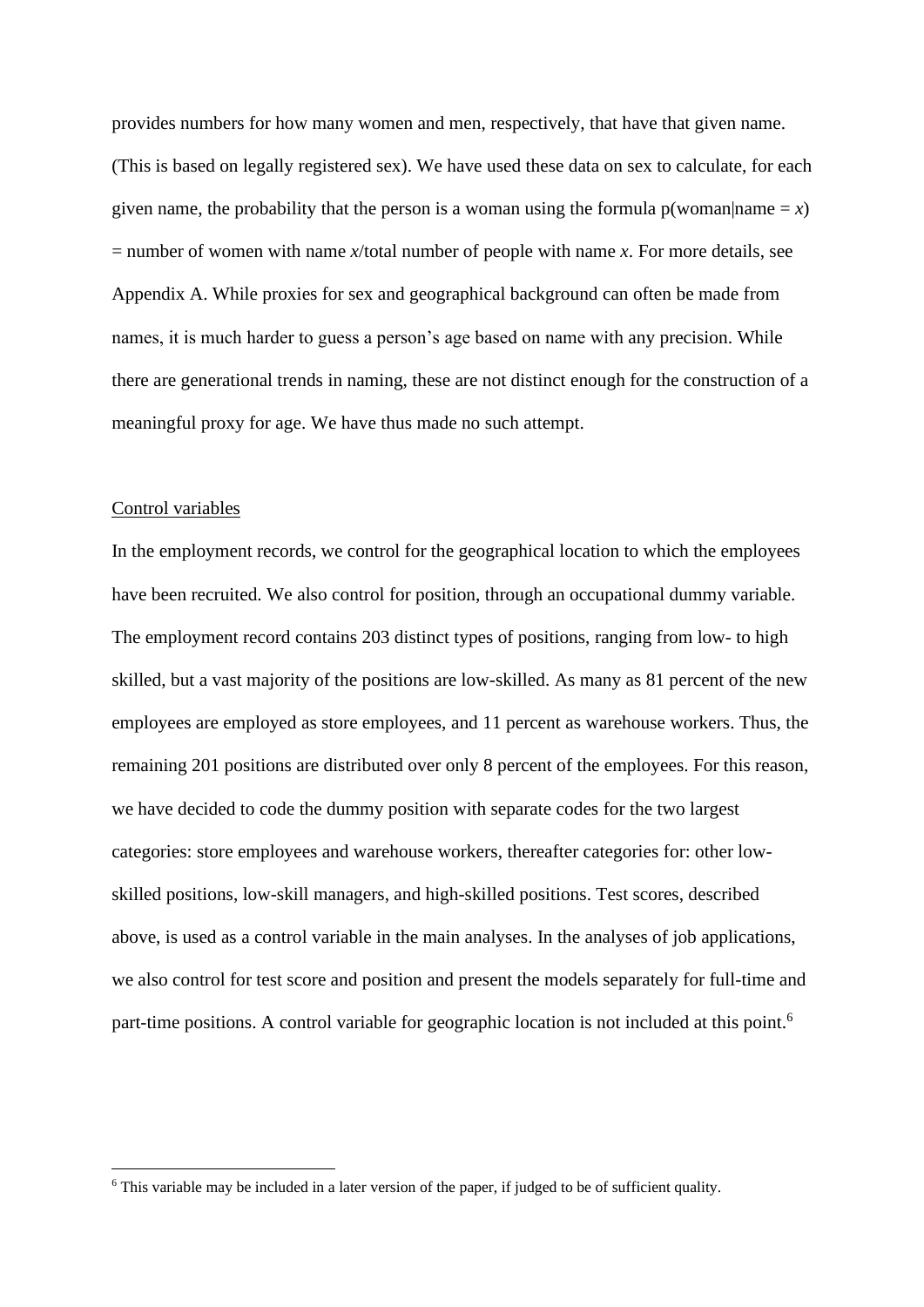provides numbers for how many women and men, respectively, that have that given name. (This is based on legally registered sex). We have used these data on sex to calculate, for each given name, the probability that the person is a woman using the formula p(woman|name = *x*) = number of women with name *x*/total number of people with name *x*. For more details, see Appendix A. While proxies for sex and geographical background can often be made from names, it is much harder to guess a person's age based on name with any precision. While there are generational trends in naming, these are not distinct enough for the construction of a meaningful proxy for age. We have thus made no such attempt.

<u>Control variables</u>

In the employment records, we control for the geographical location to which the employees have been recruited. We also control for position, through an occupational dummy variable. The employment record contains 203 distinct types of positions, ranging from low- to high skilled, but a vast majority of the positions are low-skilled. As many as 81 percent of the new employees are employed as store employees, and 11 percent as warehouse workers. Thus, the remaining 201 positions are distributed over only 8 percent of the employees. For this reason, we have decided to code the dummy position with separate codes for the two largest categories: store employees and warehouse workers, thereafter categories for: other low-skilled positions, low-skill managers, and high-skilled positions. Test scores, described above, is used as a control variable in the main analyses. In the analyses of job applications, we also control for test score and position and present the models separately for full-time and part-time positions. A control variable for geographic location is not included at this point.[6]

[6] This variable may be included in a later version of the paper, if judged to be of sufficient quality.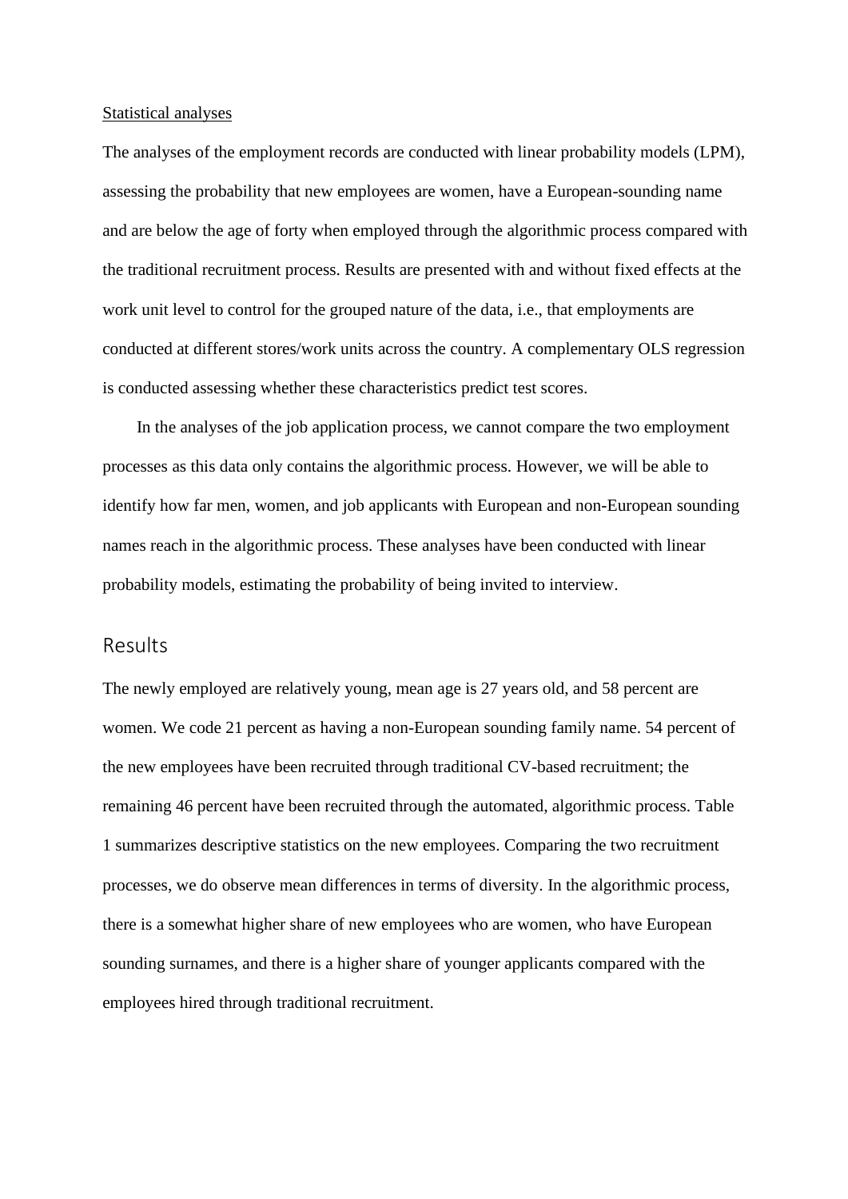Statistical analyses

The analyses of the employment records are conducted with linear probability models (LPM), assessing the probability that new employees are women, have a European-sounding name and are below the age of forty when employed through the algorithmic process compared with the traditional recruitment process. Results are presented with and without fixed effects at the work unit level to control for the grouped nature of the data, i.e., that employments are conducted at different stores/work units across the country. A complementary OLS regression is conducted assessing whether these characteristics predict test scores.

In the analyses of the job application process, we cannot compare the two employment processes as this data only contains the algorithmic process. However, we will be able to identify how far men, women, and job applicants with European and non-European sounding names reach in the algorithmic process. These analyses have been conducted with linear probability models, estimating the probability of being invited to interview.

## Results

The newly employed are relatively young, mean age is 27 years old, and 58 percent are women. We code 21 percent as having a non-European sounding family name. 54 percent of the new employees have been recruited through traditional CV-based recruitment; the remaining 46 percent have been recruited through the automated, algorithmic process. Table 1 summarizes descriptive statistics on the new employees. Comparing the two recruitment processes, we do observe mean differences in terms of diversity. In the algorithmic process, there is a somewhat higher share of new employees who are women, who have European sounding surnames, and there is a higher share of younger applicants compared with the employees hired through traditional recruitment.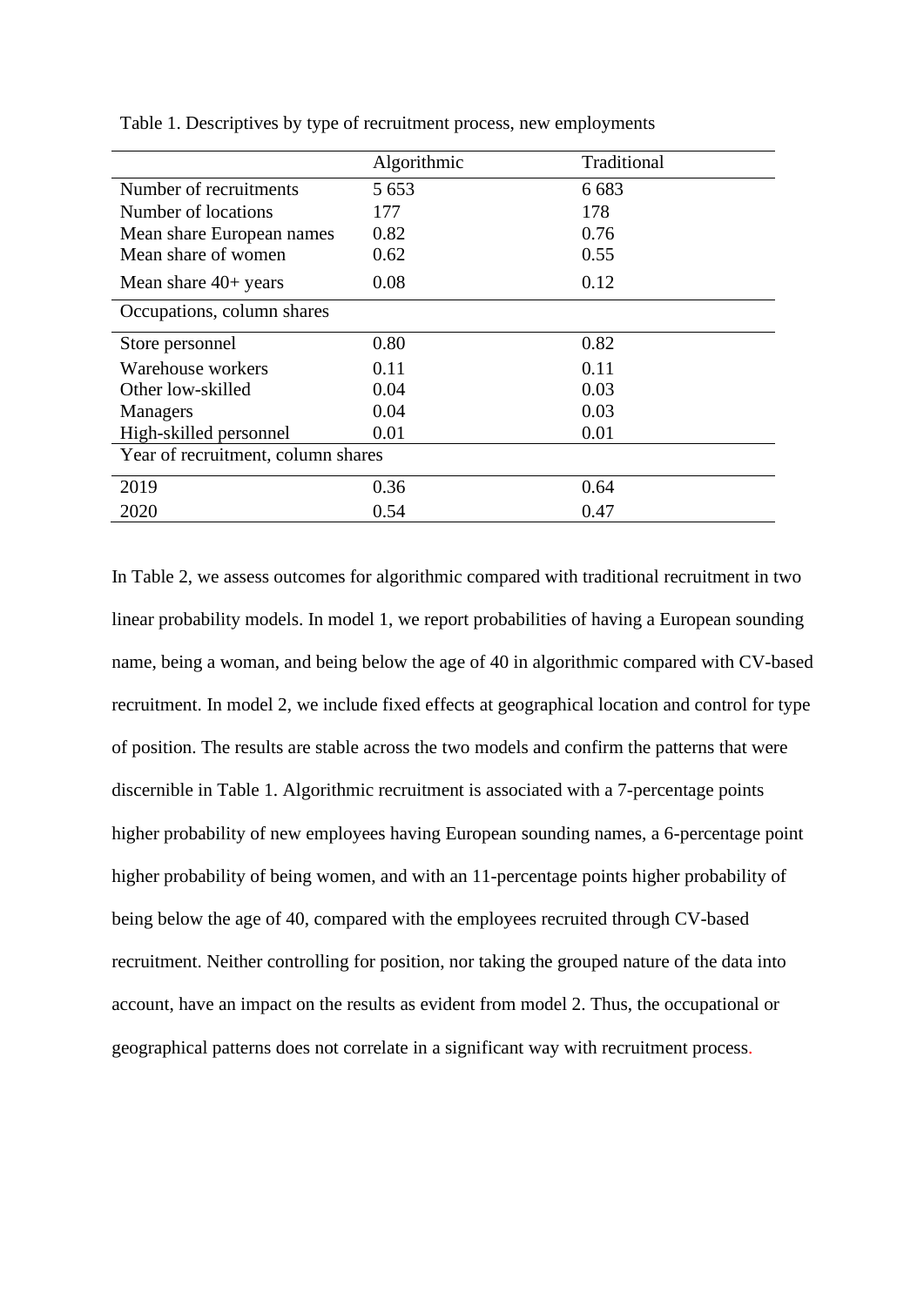Table 1. Descriptives by type of recruitment process, new employments

| | Algorithmic | Traditional |
|---|---|---|
| Number of recruitments | 5 653 | 6 683 |
| Number of locations | 177 | 178 |
| Mean share European names | 0.82 | 0.76 |
| Mean share of women | 0.62 | 0.55 |
| Mean share 40+ years | 0.08 | 0.12 |
| Occupations, column shares | | |
| Store personnel | 0.80 | 0.82 |
| Warehouse workers | 0.11 | 0.11 |
| Other low-skilled | 0.04 | 0.03 |
| Managers | 0.04 | 0.03 |
| High-skilled personnel | 0.01 | 0.01 |
| Year of recruitment, column shares | | |
| 2019 | 0.36 | 0.64 |
| 2020 | 0.54 | 0.47 |

In Table 2, we assess outcomes for algorithmic compared with traditional recruitment in two linear probability models. In model 1, we report probabilities of having a European sounding name, being a woman, and being below the age of 40 in algorithmic compared with CV-based recruitment. In model 2, we include fixed effects at geographical location and control for type of position. The results are stable across the two models and confirm the patterns that were discernible in Table 1. Algorithmic recruitment is associated with a 7-percentage points higher probability of new employees having European sounding names, a 6-percentage point higher probability of being women, and with an 11-percentage points higher probability of being below the age of 40, compared with the employees recruited through CV-based recruitment. Neither controlling for position, nor taking the grouped nature of the data into account, have an impact on the results as evident from model 2. Thus, the occupational or geographical patterns does not correlate in a significant way with recruitment process.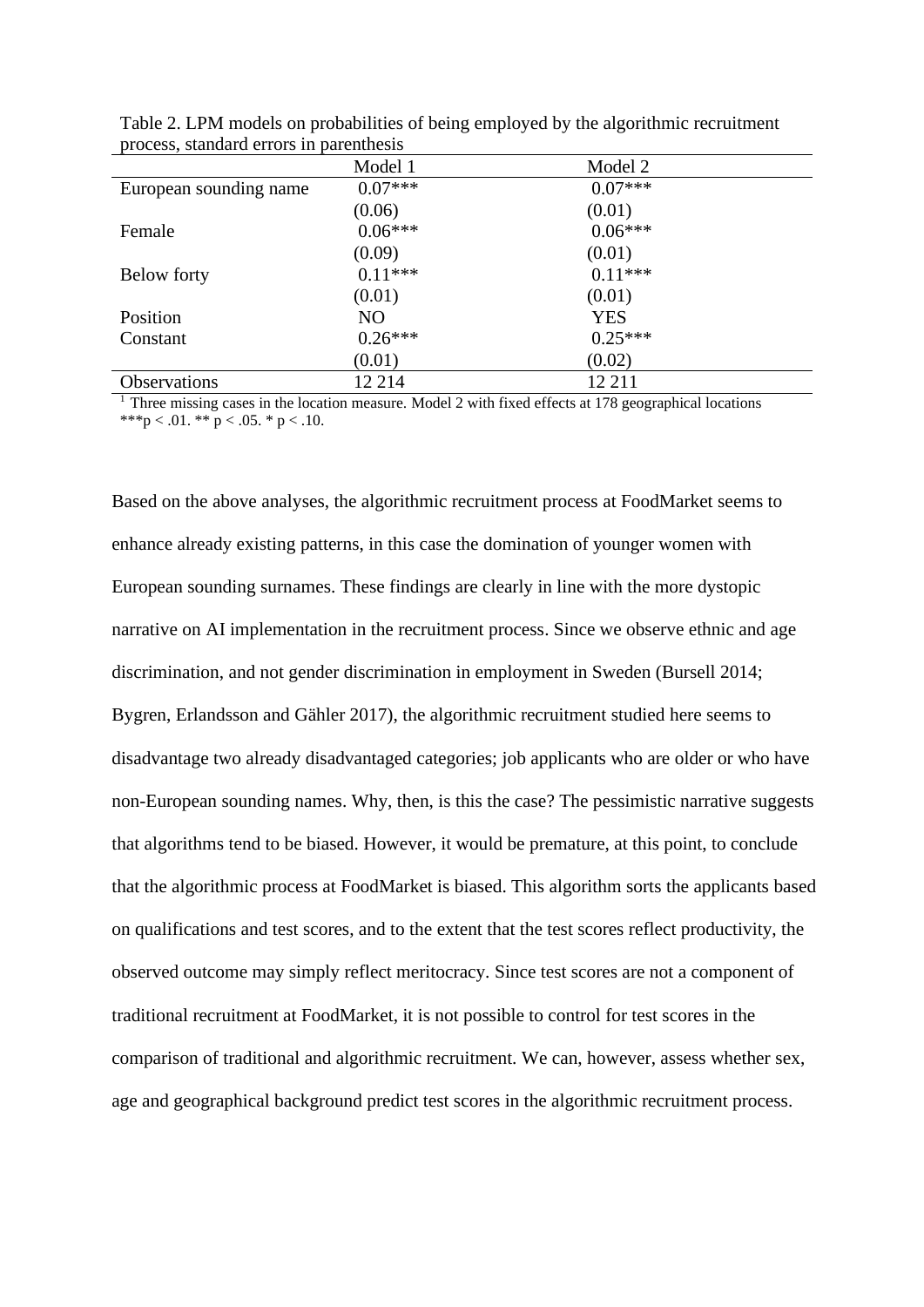Table 2. LPM models on probabilities of being employed by the algorithmic recruitment process, standard errors in parenthesis

| | Model 1 | Model 2 |
|---|---|---|
| European sounding name | 0.07*** | 0.07*** |
| | (0.06) | (0.01) |
| Female | 0.06*** | 0.06*** |
| | (0.09) | (0.01) |
| Below forty | 0.11*** | 0.11*** |
| | (0.01) | (0.01) |
| Position | NO | YES |
| Constant | 0.26*** | 0.25*** |
| | (0.01) | (0.02) |
| Observations | 12 214 | 12 211 |

[1] Three missing cases in the location measure. Model 2 with fixed effects at 178 geographical locations
***p < .01. ** p < .05. * p < .10.

Based on the above analyses, the algorithmic recruitment process at FoodMarket seems to enhance already existing patterns, in this case the domination of younger women with European sounding surnames. These findings are clearly in line with the more dystopic narrative on AI implementation in the recruitment process. Since we observe ethnic and age discrimination, and not gender discrimination in employment in Sweden (Bursell 2014; Bygren, Erlandsson and Gähler 2017), the algorithmic recruitment studied here seems to disadvantage two already disadvantaged categories; job applicants who are older or who have non-European sounding names. Why, then, is this the case? The pessimistic narrative suggests that algorithms tend to be biased. However, it would be premature, at this point, to conclude that the algorithmic process at FoodMarket is biased. This algorithm sorts the applicants based on qualifications and test scores, and to the extent that the test scores reflect productivity, the observed outcome may simply reflect meritocracy. Since test scores are not a component of traditional recruitment at FoodMarket, it is not possible to control for test scores in the comparison of traditional and algorithmic recruitment. We can, however, assess whether sex, age and geographical background predict test scores in the algorithmic recruitment process.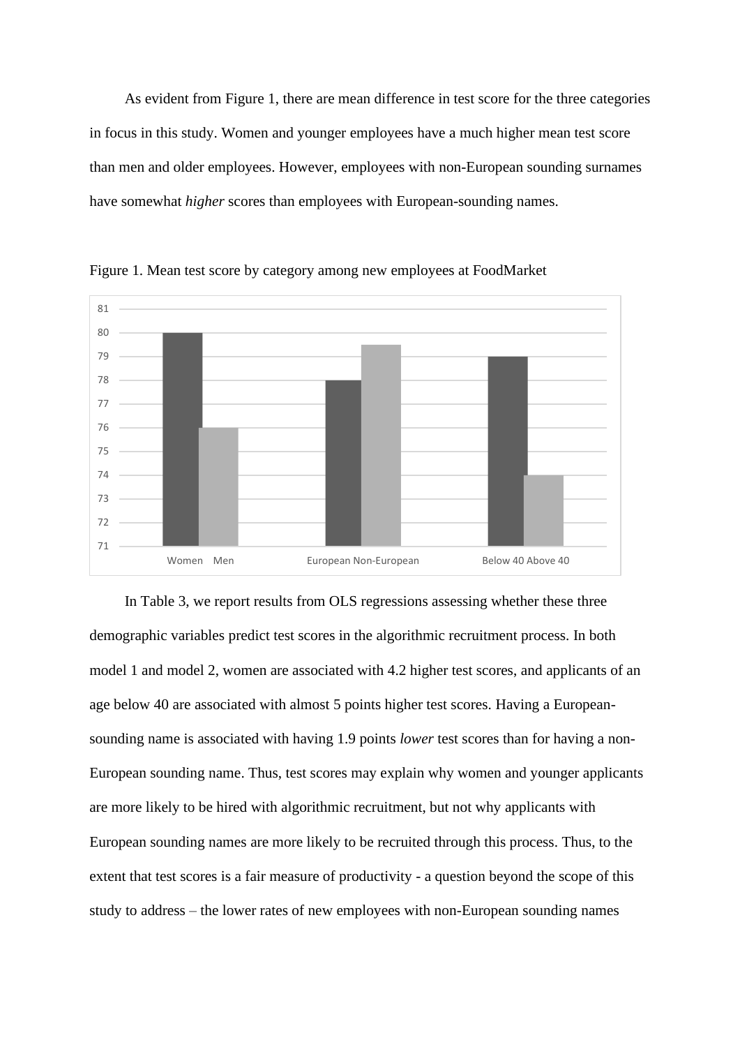As evident from Figure 1, there are mean difference in test score for the three categories in focus in this study. Women and younger employees have a much higher mean test score than men and older employees. However, employees with non-European sounding surnames have somewhat *higher* scores than employees with European-sounding names.

Figure 1. Mean test score by category among new employees at FoodMarket

In Table 3, we report results from OLS regressions assessing whether these three demographic variables predict test scores in the algorithmic recruitment process. In both model 1 and model 2, women are associated with 4.2 higher test scores, and applicants of an age below 40 are associated with almost 5 points higher test scores. Having a European-sounding name is associated with having 1.9 points *lower* test scores than for having a non-European sounding name. Thus, test scores may explain why women and younger applicants are more likely to be hired with algorithmic recruitment, but not why applicants with European sounding names are more likely to be recruited through this process. Thus, to the extent that test scores is a fair measure of productivity - a question beyond the scope of this study to address – the lower rates of new employees with non-European sounding names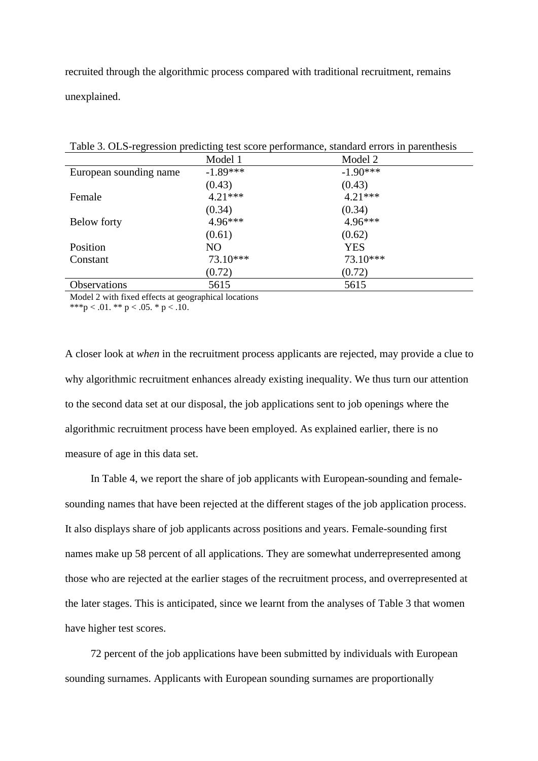recruited through the algorithmic process compared with traditional recruitment, remains unexplained.

Table 3. OLS-regression predicting test score performance, standard errors in parenthesis

| | Model 1 | Model 2 |
|---|---|---|
| European sounding name | -1.89*** | -1.90*** |
| | (0.43) | (0.43) |
| Female | 4.21*** | 4.21*** |
| | (0.34) | (0.34) |
| Below forty | 4.96*** | 4.96*** |
| | (0.61) | (0.62) |
| Position | NO | YES |
| Constant | 73.10*** | 73.10*** |
| | (0.72) | (0.72) |
| Observations | 5615 | 5615 |

Model 2 with fixed effects at geographical locations
***p < .01. ** p < .05. * p < .10.

A closer look at *when* in the recruitment process applicants are rejected, may provide a clue to why algorithmic recruitment enhances already existing inequality. We thus turn our attention to the second data set at our disposal, the job applications sent to job openings where the algorithmic recruitment process have been employed. As explained earlier, there is no measure of age in this data set.

In Table 4, we report the share of job applicants with European-sounding and female-sounding names that have been rejected at the different stages of the job application process. It also displays share of job applicants across positions and years. Female-sounding first names make up 58 percent of all applications. They are somewhat underrepresented among those who are rejected at the earlier stages of the recruitment process, and overrepresented at the later stages. This is anticipated, since we learnt from the analyses of Table 3 that women have higher test scores.

72 percent of the job applications have been submitted by individuals with European sounding surnames. Applicants with European sounding surnames are proportionally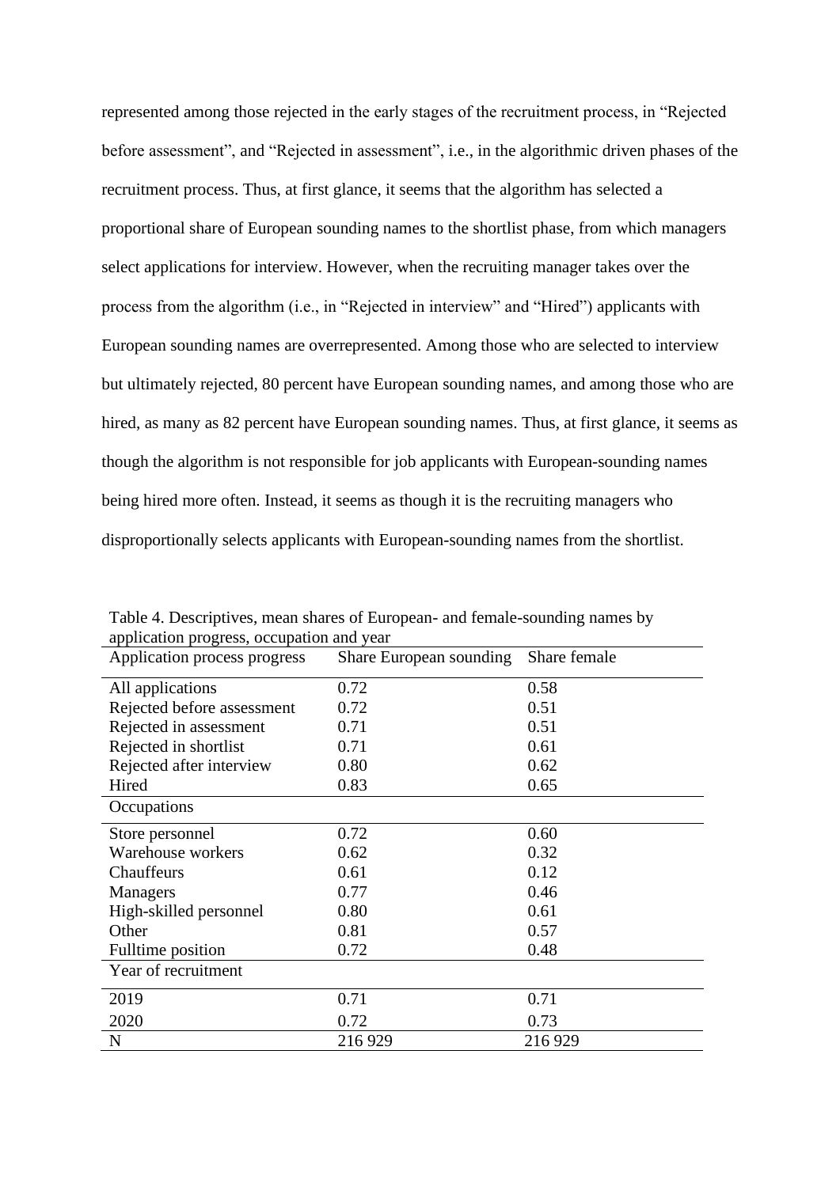represented among those rejected in the early stages of the recruitment process, in "Rejected before assessment", and "Rejected in assessment", i.e., in the algorithmic driven phases of the recruitment process. Thus, at first glance, it seems that the algorithm has selected a proportional share of European sounding names to the shortlist phase, from which managers select applications for interview. However, when the recruiting manager takes over the process from the algorithm (i.e., in "Rejected in interview" and "Hired") applicants with European sounding names are overrepresented. Among those who are selected to interview but ultimately rejected, 80 percent have European sounding names, and among those who are hired, as many as 82 percent have European sounding names. Thus, at first glance, it seems as though the algorithm is not responsible for job applicants with European-sounding names being hired more often. Instead, it seems as though it is the recruiting managers who disproportionally selects applicants with European-sounding names from the shortlist.

Table 4. Descriptives, mean shares of European- and female-sounding names by application progress, occupation and year

| Application process progress | Share European sounding | Share female |
|---|---|---|
| All applications | 0.72 | 0.58 |
| Rejected before assessment | 0.72 | 0.51 |
| Rejected in assessment | 0.71 | 0.51 |
| Rejected in shortlist | 0.71 | 0.61 |
| Rejected after interview | 0.80 | 0.62 |
| Hired | 0.83 | 0.65 |
| Occupations | | |
| Store personnel | 0.72 | 0.60 |
| Warehouse workers | 0.62 | 0.32 |
| Chauffeurs | 0.61 | 0.12 |
| Managers | 0.77 | 0.46 |
| High-skilled personnel | 0.80 | 0.61 |
| Other | 0.81 | 0.57 |
| Fulltime position | 0.72 | 0.48 |
| Year of recruitment | | |
| 2019 | 0.71 | 0.71 |
| 2020 | 0.72 | 0.73 |
| N | 216 929 | 216 929 |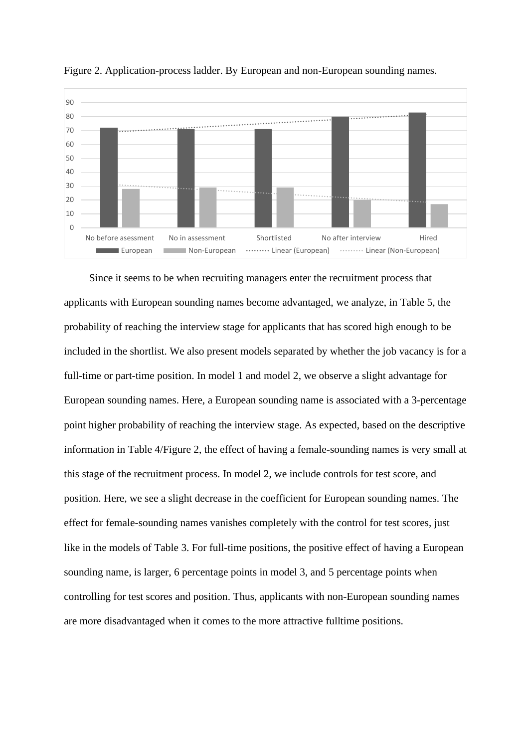Figure 2. Application-process ladder. By European and non-European sounding names.

Since it seems to be when recruiting managers enter the recruitment process that applicants with European sounding names become advantaged, we analyze, in Table 5, the probability of reaching the interview stage for applicants that has scored high enough to be included in the shortlist. We also present models separated by whether the job vacancy is for a full-time or part-time position. In model 1 and model 2, we observe a slight advantage for European sounding names. Here, a European sounding name is associated with a 3-percentage point higher probability of reaching the interview stage. As expected, based on the descriptive information in Table 4/Figure 2, the effect of having a female-sounding names is very small at this stage of the recruitment process. In model 2, we include controls for test score, and position. Here, we see a slight decrease in the coefficient for European sounding names. The effect for female-sounding names vanishes completely with the control for test scores, just like in the models of Table 3. For full-time positions, the positive effect of having a European sounding name, is larger, 6 percentage points in model 3, and 5 percentage points when controlling for test scores and position. Thus, applicants with non-European sounding names are more disadvantaged when it comes to the more attractive fulltime positions.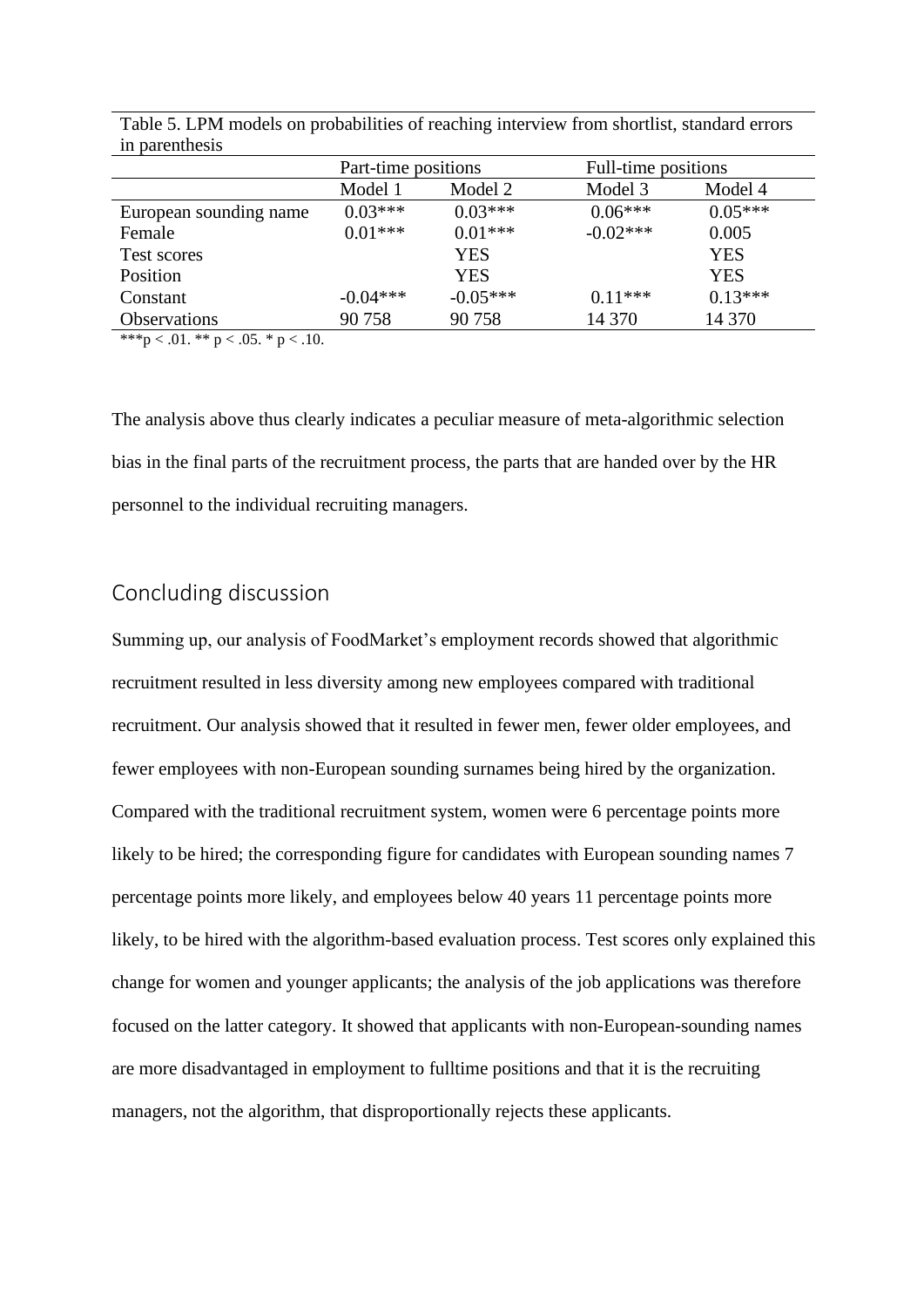Table 5. LPM models on probabilities of reaching interview from shortlist, standard errors in parenthesis

| | Part-time positions | | Full-time positions | |
|---|---|---|---|---|
| | Model 1 | Model 2 | Model 3 | Model 4 |
| European sounding name | 0.03*** | 0.03*** | 0.06*** | 0.05*** |
| Female | 0.01*** | 0.01*** | -0.02*** | 0.005 |
| Test scores | | YES | | YES |
| Position | | YES | | YES |
| Constant | -0.04*** | -0.05*** | 0.11*** | 0.13*** |
| Observations | 90 758 | 90 758 | 14 370 | 14 370 |

***p < .01. ** p < .05. * p < .10.

The analysis above thus clearly indicates a peculiar measure of meta-algorithmic selection bias in the final parts of the recruitment process, the parts that are handed over by the HR personnel to the individual recruiting managers.

## Concluding discussion

Summing up, our analysis of FoodMarket's employment records showed that algorithmic recruitment resulted in less diversity among new employees compared with traditional recruitment. Our analysis showed that it resulted in fewer men, fewer older employees, and fewer employees with non-European sounding surnames being hired by the organization. Compared with the traditional recruitment system, women were 6 percentage points more likely to be hired; the corresponding figure for candidates with European sounding names 7 percentage points more likely, and employees below 40 years 11 percentage points more likely, to be hired with the algorithm-based evaluation process. Test scores only explained this change for women and younger applicants; the analysis of the job applications was therefore focused on the latter category. It showed that applicants with non-European-sounding names are more disadvantaged in employment to fulltime positions and that it is the recruiting managers, not the algorithm, that disproportionally rejects these applicants.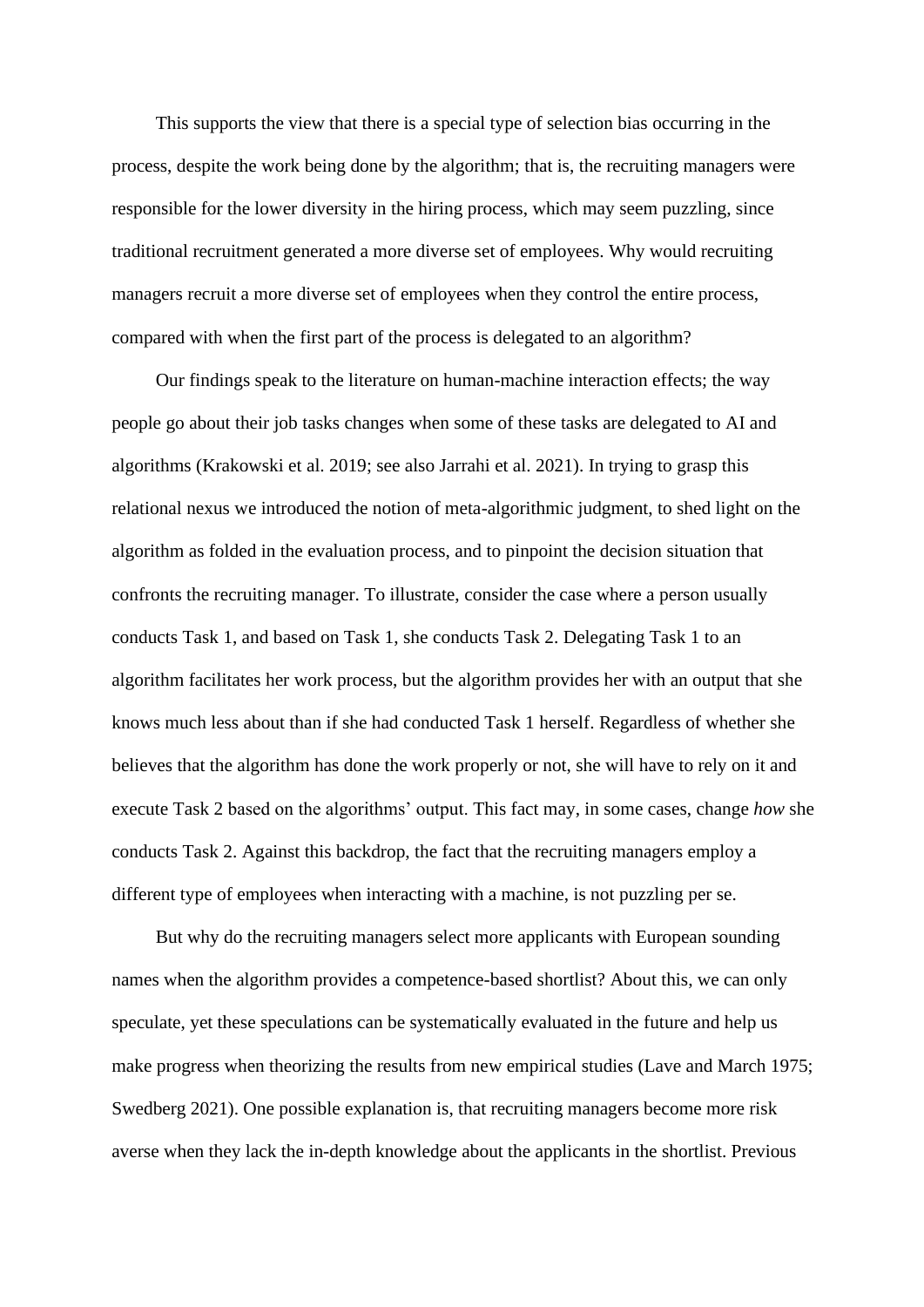This supports the view that there is a special type of selection bias occurring in the process, despite the work being done by the algorithm; that is, the recruiting managers were responsible for the lower diversity in the hiring process, which may seem puzzling, since traditional recruitment generated a more diverse set of employees. Why would recruiting managers recruit a more diverse set of employees when they control the entire process, compared with when the first part of the process is delegated to an algorithm?

Our findings speak to the literature on human-machine interaction effects; the way people go about their job tasks changes when some of these tasks are delegated to AI and algorithms (Krakowski et al. 2019; see also Jarrahi et al. 2021). In trying to grasp this relational nexus we introduced the notion of meta-algorithmic judgment, to shed light on the algorithm as folded in the evaluation process, and to pinpoint the decision situation that confronts the recruiting manager. To illustrate, consider the case where a person usually conducts Task 1, and based on Task 1, she conducts Task 2. Delegating Task 1 to an algorithm facilitates her work process, but the algorithm provides her with an output that she knows much less about than if she had conducted Task 1 herself. Regardless of whether she believes that the algorithm has done the work properly or not, she will have to rely on it and execute Task 2 based on the algorithms' output. This fact may, in some cases, change *how* she conducts Task 2. Against this backdrop, the fact that the recruiting managers employ a different type of employees when interacting with a machine, is not puzzling per se.

But why do the recruiting managers select more applicants with European sounding names when the algorithm provides a competence-based shortlist? About this, we can only speculate, yet these speculations can be systematically evaluated in the future and help us make progress when theorizing the results from new empirical studies (Lave and March 1975; Swedberg 2021). One possible explanation is, that recruiting managers become more risk averse when they lack the in-depth knowledge about the applicants in the shortlist. Previous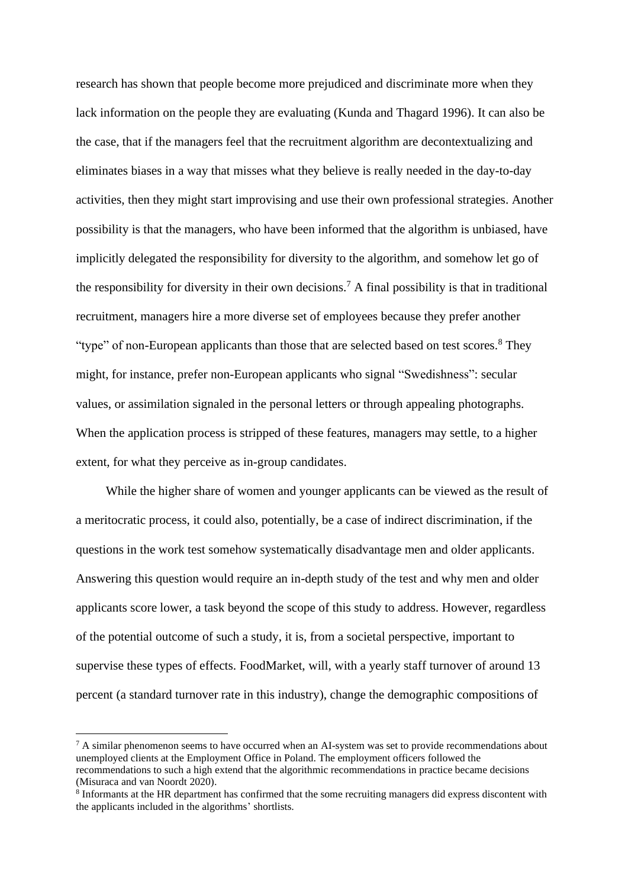research has shown that people become more prejudiced and discriminate more when they lack information on the people they are evaluating (Kunda and Thagard 1996). It can also be the case, that if the managers feel that the recruitment algorithm are decontextualizing and eliminates biases in a way that misses what they believe is really needed in the day-to-day activities, then they might start improvising and use their own professional strategies. Another possibility is that the managers, who have been informed that the algorithm is unbiased, have implicitly delegated the responsibility for diversity to the algorithm, and somehow let go of the responsibility for diversity in their own decisions.[7] A final possibility is that in traditional recruitment, managers hire a more diverse set of employees because they prefer another "type" of non-European applicants than those that are selected based on test scores.[8] They might, for instance, prefer non-European applicants who signal "Swedishness": secular values, or assimilation signaled in the personal letters or through appealing photographs. When the application process is stripped of these features, managers may settle, to a higher extent, for what they perceive as in-group candidates.

While the higher share of women and younger applicants can be viewed as the result of a meritocratic process, it could also, potentially, be a case of indirect discrimination, if the questions in the work test somehow systematically disadvantage men and older applicants. Answering this question would require an in-depth study of the test and why men and older applicants score lower, a task beyond the scope of this study to address. However, regardless of the potential outcome of such a study, it is, from a societal perspective, important to supervise these types of effects. FoodMarket, will, with a yearly staff turnover of around 13 percent (a standard turnover rate in this industry), change the demographic compositions of

---

[7] A similar phenomenon seems to have occurred when an AI-system was set to provide recommendations about unemployed clients at the Employment Office in Poland. The employment officers followed the recommendations to such a high extend that the algorithmic recommendations in practice became decisions (Misuraca and van Noordt 2020).

[8] Informants at the HR department has confirmed that the some recruiting managers did express discontent with the applicants included in the algorithms' shortlists.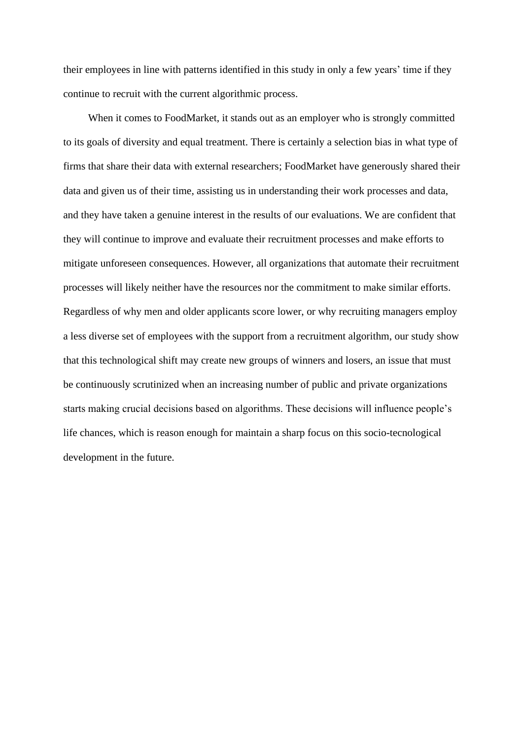their employees in line with patterns identified in this study in only a few years' time if they continue to recruit with the current algorithmic process.

When it comes to FoodMarket, it stands out as an employer who is strongly committed to its goals of diversity and equal treatment. There is certainly a selection bias in what type of firms that share their data with external researchers; FoodMarket have generously shared their data and given us of their time, assisting us in understanding their work processes and data, and they have taken a genuine interest in the results of our evaluations. We are confident that they will continue to improve and evaluate their recruitment processes and make efforts to mitigate unforeseen consequences. However, all organizations that automate their recruitment processes will likely neither have the resources nor the commitment to make similar efforts. Regardless of why men and older applicants score lower, or why recruiting managers employ a less diverse set of employees with the support from a recruitment algorithm, our study show that this technological shift may create new groups of winners and losers, an issue that must be continuously scrutinized when an increasing number of public and private organizations starts making crucial decisions based on algorithms. These decisions will influence people's life chances, which is reason enough for maintain a sharp focus on this socio-tecnological development in the future.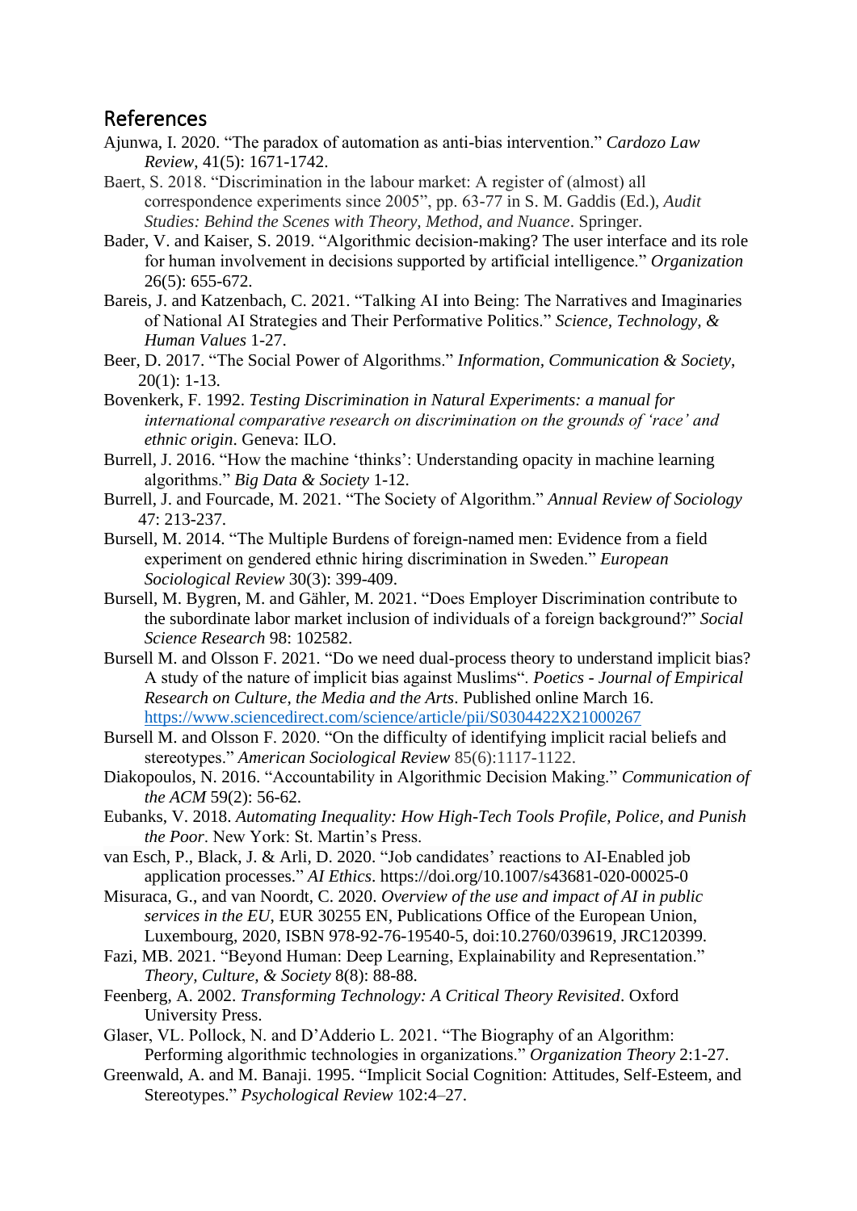## References

Ajunwa, I. 2020. "The paradox of automation as anti-bias intervention." *Cardozo Law Review*, 41(5): 1671-1742.

Baert, S. 2018. "Discrimination in the labour market: A register of (almost) all correspondence experiments since 2005", pp. 63-77 in S. M. Gaddis (Ed.), *Audit Studies: Behind the Scenes with Theory, Method, and Nuance*. Springer.

Bader, V. and Kaiser, S. 2019. "Algorithmic decision-making? The user interface and its role for human involvement in decisions supported by artificial intelligence." *Organization* 26(5): 655-672.

Bareis, J. and Katzenbach, C. 2021. "Talking AI into Being: The Narratives and Imaginaries of National AI Strategies and Their Performative Politics." *Science, Technology, & Human Values* 1-27.

Beer, D. 2017. "The Social Power of Algorithms." *Information, Communication & Society*, 20(1): 1-13.

Bovenkerk, F. 1992. *Testing Discrimination in Natural Experiments: a manual for international comparative research on discrimination on the grounds of 'race' and ethnic origin*. Geneva: ILO.

Burrell, J. 2016. "How the machine 'thinks': Understanding opacity in machine learning algorithms." *Big Data & Society* 1-12.

Burrell, J. and Fourcade, M. 2021. "The Society of Algorithm." *Annual Review of Sociology* 47: 213-237.

Bursell, M. 2014. "The Multiple Burdens of foreign-named men: Evidence from a field experiment on gendered ethnic hiring discrimination in Sweden." *European Sociological Review* 30(3): 399-409.

Bursell, M. Bygren, M. and Gähler, M. 2021. "Does Employer Discrimination contribute to the subordinate labor market inclusion of individuals of a foreign background?" *Social Science Research* 98: 102582.

Bursell M. and Olsson F. 2021. "Do we need dual-process theory to understand implicit bias? A study of the nature of implicit bias against Muslims". *Poetics - Journal of Empirical Research on Culture, the Media and the Arts*. Published online March 16. https://www.sciencedirect.com/science/article/pii/S0304422X21000267

Bursell M. and Olsson F. 2020. "On the difficulty of identifying implicit racial beliefs and stereotypes." *American Sociological Review* 85(6):1117-1122.

Diakopoulos, N. 2016. "Accountability in Algorithmic Decision Making." *Communication of the ACM* 59(2): 56-62.

Eubanks, V. 2018. *Automating Inequality: How High-Tech Tools Profile, Police, and Punish the Poor*. New York: St. Martin's Press.

van Esch, P., Black, J. & Arli, D. 2020. "Job candidates' reactions to AI-Enabled job application processes." *AI Ethics*. https://doi.org/10.1007/s43681-020-00025-0

Misuraca, G., and van Noordt, C. 2020. *Overview of the use and impact of AI in public services in the EU*, EUR 30255 EN, Publications Office of the European Union, Luxembourg, 2020, ISBN 978-92-76-19540-5, doi:10.2760/039619, JRC120399.

Fazi, MB. 2021. "Beyond Human: Deep Learning, Explainability and Representation." *Theory, Culture, & Society* 8(8): 88-88.

Feenberg, A. 2002. *Transforming Technology: A Critical Theory Revisited*. Oxford University Press.

Glaser, VL. Pollock, N. and D'Adderio L. 2021. "The Biography of an Algorithm: Performing algorithmic technologies in organizations." *Organization Theory* 2:1-27.

Greenwald, A. and M. Banaji. 1995. "Implicit Social Cognition: Attitudes, Self-Esteem, and Stereotypes." *Psychological Review* 102:4–27.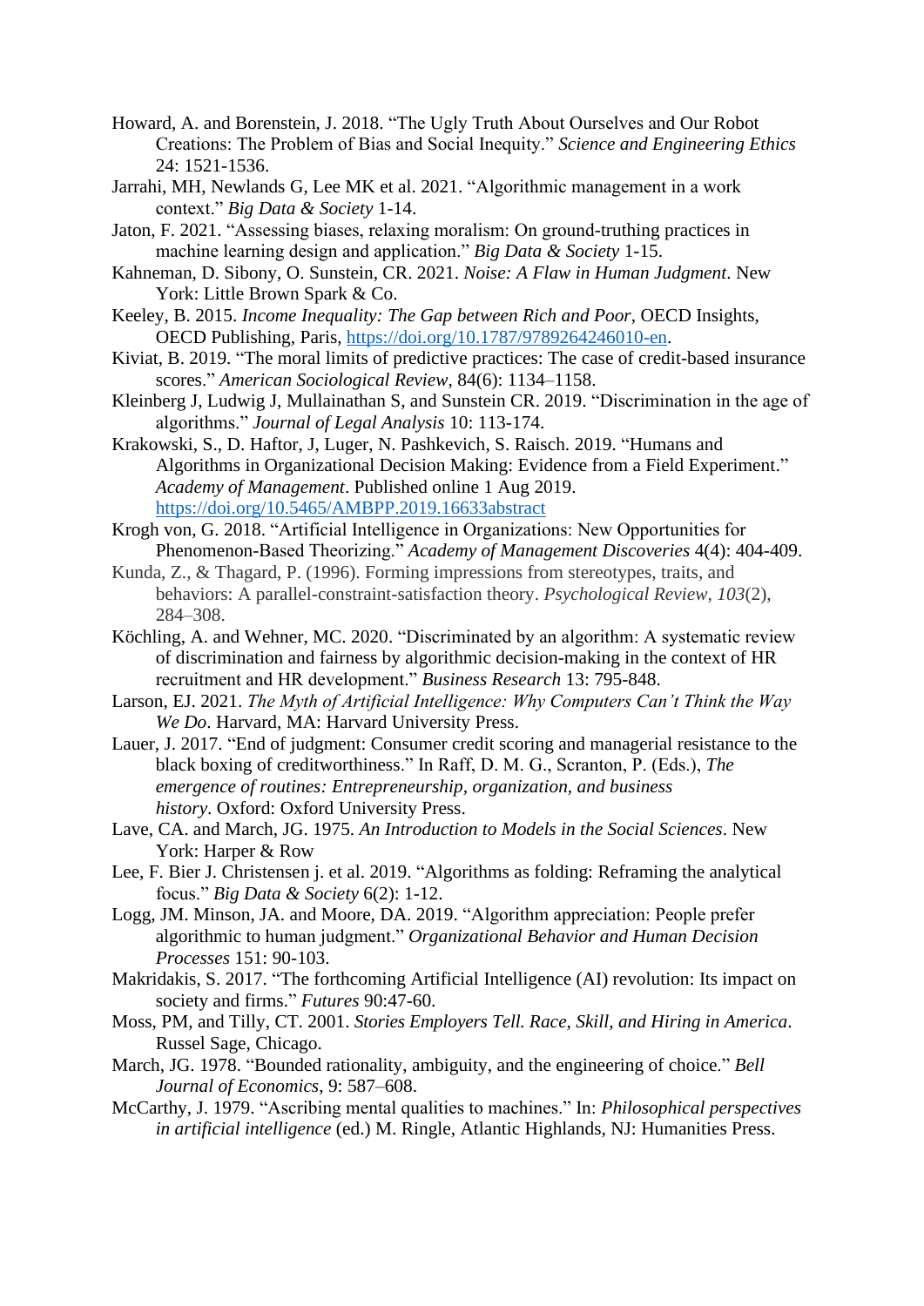Howard, A. and Borenstein, J. 2018. "The Ugly Truth About Ourselves and Our Robot Creations: The Problem of Bias and Social Inequity." *Science and Engineering Ethics* 24: 1521-1536.

Jarrahi, MH, Newlands G, Lee MK et al. 2021. "Algorithmic management in a work context." *Big Data & Society* 1-14.

Jaton, F. 2021. "Assessing biases, relaxing moralism: On ground-truthing practices in machine learning design and application." *Big Data & Society* 1-15.

Kahneman, D. Sibony, O. Sunstein, CR. 2021. *Noise: A Flaw in Human Judgment*. New York: Little Brown Spark & Co.

Keeley, B. 2015. *Income Inequality: The Gap between Rich and Poor*, OECD Insights, OECD Publishing, Paris, https://doi.org/10.1787/9789264246010-en.

Kiviat, B. 2019. "The moral limits of predictive practices: The case of credit-based insurance scores." *American Sociological Review*, 84(6): 1134–1158.

Kleinberg J, Ludwig J, Mullainathan S, and Sunstein CR. 2019. "Discrimination in the age of algorithms." *Journal of Legal Analysis* 10: 113-174.

Krakowski, S., D. Haftor, J, Luger, N. Pashkevich, S. Raisch. 2019. "Humans and Algorithms in Organizational Decision Making: Evidence from a Field Experiment." *Academy of Management*. Published online 1 Aug 2019. https://doi.org/10.5465/AMBPP.2019.16633abstract

Krogh von, G. 2018. "Artificial Intelligence in Organizations: New Opportunities for Phenomenon-Based Theorizing." *Academy of Management Discoveries* 4(4): 404-409.

Kunda, Z., & Thagard, P. (1996). Forming impressions from stereotypes, traits, and behaviors: A parallel-constraint-satisfaction theory. *Psychological Review, 103*(2), 284–308.

Köchling, A. and Wehner, MC. 2020. "Discriminated by an algorithm: A systematic review of discrimination and fairness by algorithmic decision-making in the context of HR recruitment and HR development." *Business Research* 13: 795-848.

Larson, EJ. 2021. *The Myth of Artificial Intelligence: Why Computers Can't Think the Way We Do*. Harvard, MA: Harvard University Press.

Lauer, J. 2017. "End of judgment: Consumer credit scoring and managerial resistance to the black boxing of creditworthiness." In Raff, D. M. G., Scranton, P. (Eds.), *The emergence of routines: Entrepreneurship, organization, and business history*. Oxford: Oxford University Press.

Lave, CA. and March, JG. 1975. *An Introduction to Models in the Social Sciences*. New York: Harper & Row

Lee, F. Bier J. Christensen j. et al. 2019. "Algorithms as folding: Reframing the analytical focus." *Big Data & Society* 6(2): 1-12.

Logg, JM. Minson, JA. and Moore, DA. 2019. "Algorithm appreciation: People prefer algorithmic to human judgment." *Organizational Behavior and Human Decision Processes* 151: 90-103.

Makridakis, S. 2017. "The forthcoming Artificial Intelligence (AI) revolution: Its impact on society and firms." *Futures* 90:47-60.

Moss, PM, and Tilly, CT. 2001. *Stories Employers Tell. Race, Skill, and Hiring in America*. Russel Sage, Chicago.

March, JG. 1978. "Bounded rationality, ambiguity, and the engineering of choice." *Bell Journal of Economics*, 9: 587–608.

McCarthy, J. 1979. "Ascribing mental qualities to machines." In: *Philosophical perspectives in artificial intelligence* (ed.) M. Ringle, Atlantic Highlands, NJ: Humanities Press.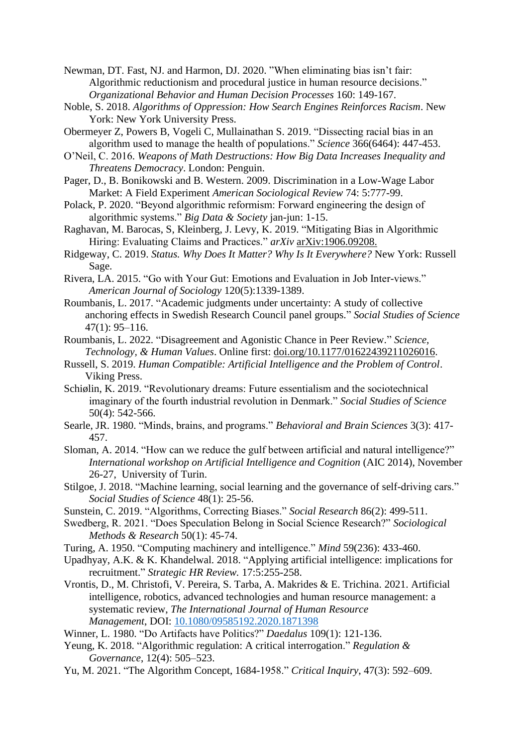Newman, DT. Fast, NJ. and Harmon, DJ. 2020. ”When eliminating bias isn’t fair: Algorithmic reductionism and procedural justice in human resource decisions.” *Organizational Behavior and Human Decision Processes* 160: 149-167.

Noble, S. 2018. *Algorithms of Oppression: How Search Engines Reinforces Racism*. New York: New York University Press.

Obermeyer Z, Powers B, Vogeli C, Mullainathan S. 2019. “Dissecting racial bias in an algorithm used to manage the health of populations.” *Science* 366(6464): 447-453.

O’Neil, C. 2016. *Weapons of Math Destructions: How Big Data Increases Inequality and Threatens Democracy*. London: Penguin.

Pager, D., B. Bonikowski and B. Western. 2009. Discrimination in a Low-Wage Labor Market: A Field Experiment *American Sociological Review* 74: 5:777-99.

Polack, P. 2020. “Beyond algorithmic reformism: Forward engineering the design of algorithmic systems.” *Big Data & Society* jan-jun: 1-15.

Raghavan, M. Barocas, S, Kleinberg, J. Levy, K. 2019. “Mitigating Bias in Algorithmic Hiring: Evaluating Claims and Practices.” *arXiv* arXiv:1906.09208.

Ridgeway, C. 2019. *Status. Why Does It Matter? Why Is It Everywhere?* New York: Russell Sage.

Rivera, LA. 2015. “Go with Your Gut: Emotions and Evaluation in Job Inter-views.” *American Journal of Sociology* 120(5):1339-1389.

Roumbanis, L. 2017. “Academic judgments under uncertainty: A study of collective anchoring effects in Swedish Research Council panel groups.” *Social Studies of Science* 47(1): 95–116.

Roumbanis, L. 2022. “Disagreement and Agonistic Chance in Peer Review.” *Science, Technology, & Human Values*. Online first: doi.org/10.1177/01622439211026016.

Russell, S. 2019. *Human Compatible: Artificial Intelligence and the Problem of Control*. Viking Press.

Schiølin, K. 2019. “Revolutionary dreams: Future essentialism and the sociotechnical imaginary of the fourth industrial revolution in Denmark.” *Social Studies of Science* 50(4): 542-566.

Searle, JR. 1980. “Minds, brains, and programs.” *Behavioral and Brain Sciences* 3(3): 417-457.

Sloman, A. 2014. “How can we reduce the gulf between artificial and natural intelligence?” *International workshop on Artificial Intelligence and Cognition* (AIC 2014), November 26-27, University of Turin.

Stilgoe, J. 2018. “Machine learning, social learning and the governance of self-driving cars.” *Social Studies of Science* 48(1): 25-56.

Sunstein, C. 2019. “Algorithms, Correcting Biases.” *Social Research* 86(2): 499-511.

Swedberg, R. 2021. “Does Speculation Belong in Social Science Research?” *Sociological Methods & Research* 50(1): 45-74.

Turing, A. 1950. “Computing machinery and intelligence.” *Mind* 59(236): 433-460.

Upadhyay, A.K. & K. Khandelwal. 2018. “Applying artificial intelligence: implications for recruitment.” *Strategic HR Review.* 17:5:255-258.

Vrontis, D., M. Christofi, V. Pereira, S. Tarba, A. Makrides & E. Trichina. 2021. Artificial intelligence, robotics, advanced technologies and human resource management: a systematic review, *The International Journal of Human Resource Management*, DOI: 10.1080/09585192.2020.1871398

Winner, L. 1980. “Do Artifacts have Politics?” *Daedalus* 109(1): 121-136.

Yeung, K. 2018. “Algorithmic regulation: A critical interrogation.” *Regulation & Governance*, 12(4): 505–523.

Yu, M. 2021. “The Algorithm Concept, 1684-1958.” *Critical Inquiry*, 47(3): 592–609.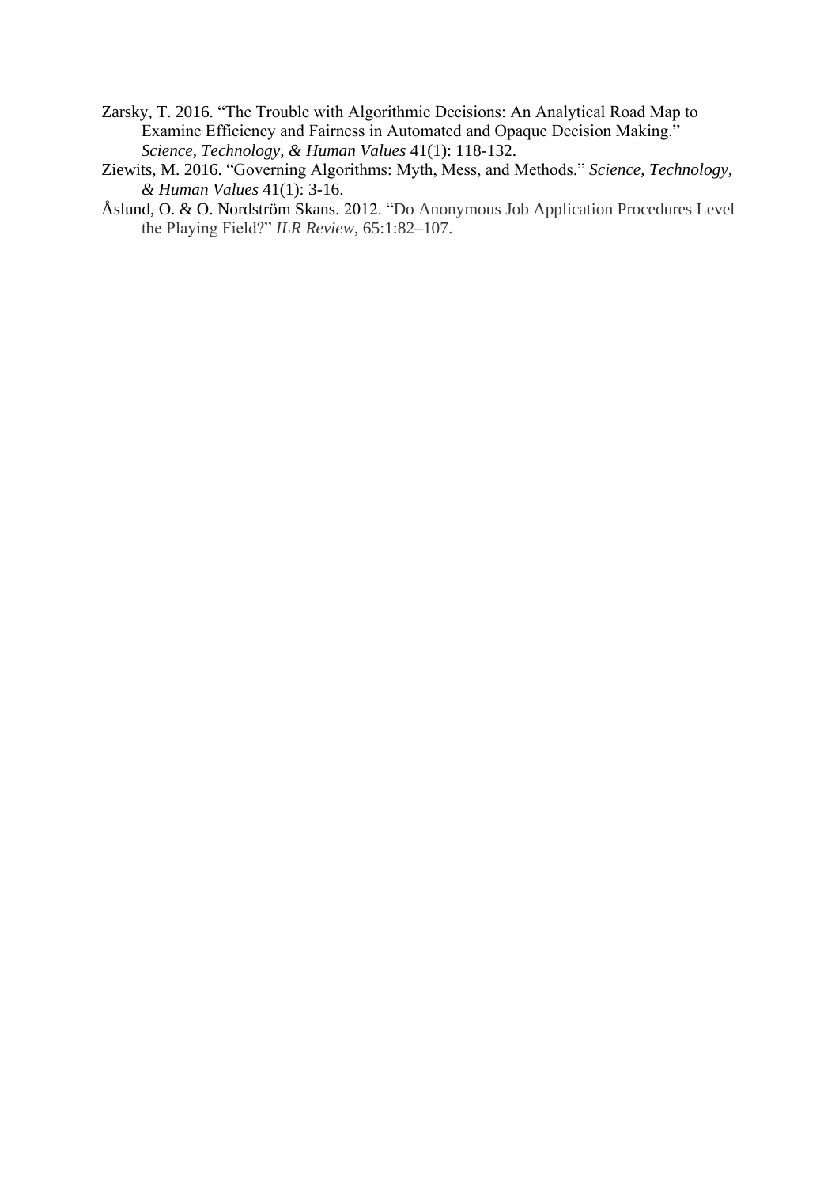Zarsky, T. 2016. "The Trouble with Algorithmic Decisions: An Analytical Road Map to Examine Efficiency and Fairness in Automated and Opaque Decision Making." *Science, Technology, & Human Values* 41(1): 118-132.

Ziewits, M. 2016. "Governing Algorithms: Myth, Mess, and Methods." *Science, Technology, & Human Values* 41(1): 3-16.

Åslund, O. & O. Nordström Skans. 2012. "Do Anonymous Job Application Procedures Level the Playing Field?" *ILR Review*, 65:1:82–107.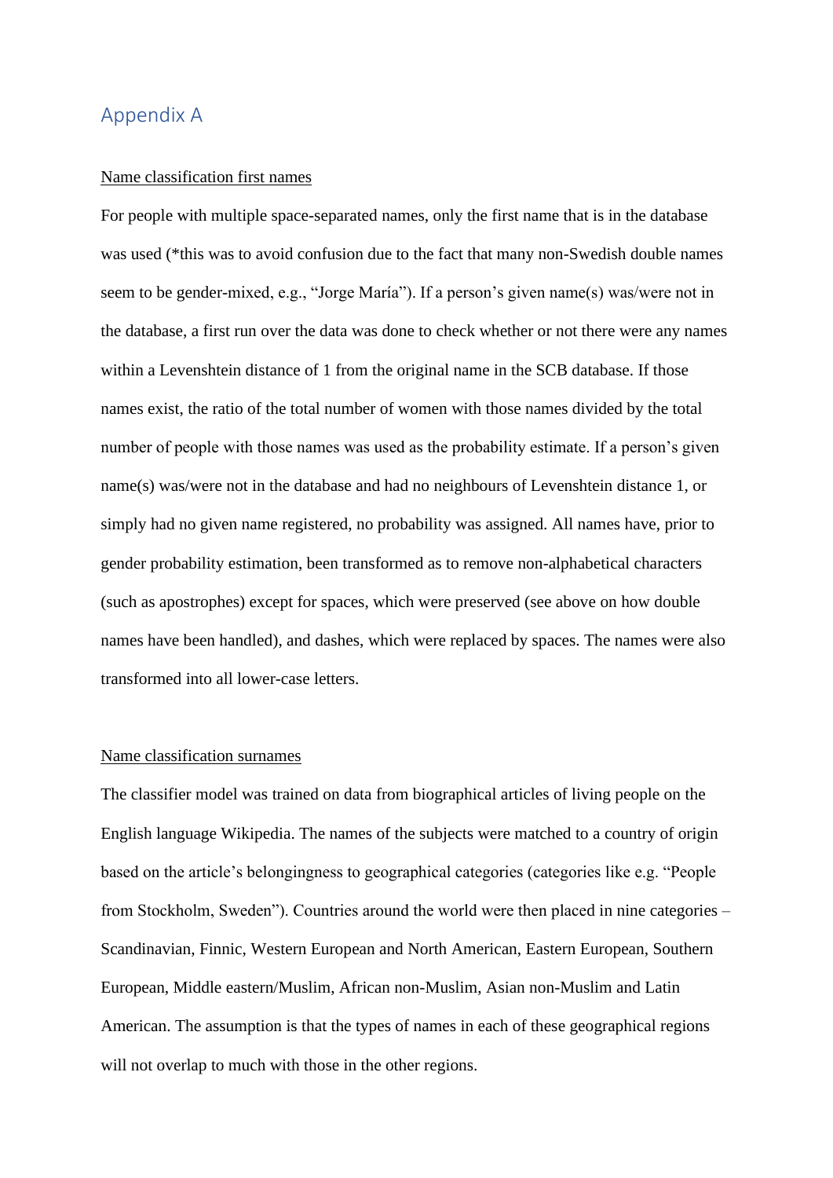## Appendix A

Name classification first names

For people with multiple space-separated names, only the first name that is in the database was used (*this was to avoid confusion due to the fact that many non-Swedish double names seem to be gender-mixed, e.g., "Jorge María"). If a person's given name(s) was/were not in the database, a first run over the data was done to check whether or not there were any names within a Levenshtein distance of 1 from the original name in the SCB database. If those names exist, the ratio of the total number of women with those names divided by the total number of people with those names was used as the probability estimate. If a person's given name(s) was/were not in the database and had no neighbours of Levenshtein distance 1, or simply had no given name registered, no probability was assigned. All names have, prior to gender probability estimation, been transformed as to remove non-alphabetical characters (such as apostrophes) except for spaces, which were preserved (see above on how double names have been handled), and dashes, which were replaced by spaces. The names were also transformed into all lower-case letters.

Name classification surnames

The classifier model was trained on data from biographical articles of living people on the English language Wikipedia. The names of the subjects were matched to a country of origin based on the article's belongingness to geographical categories (categories like e.g. "People from Stockholm, Sweden"). Countries around the world were then placed in nine categories – Scandinavian, Finnic, Western European and North American, Eastern European, Southern European, Middle eastern/Muslim, African non-Muslim, Asian non-Muslim and Latin American. The assumption is that the types of names in each of these geographical regions will not overlap to much with those in the other regions.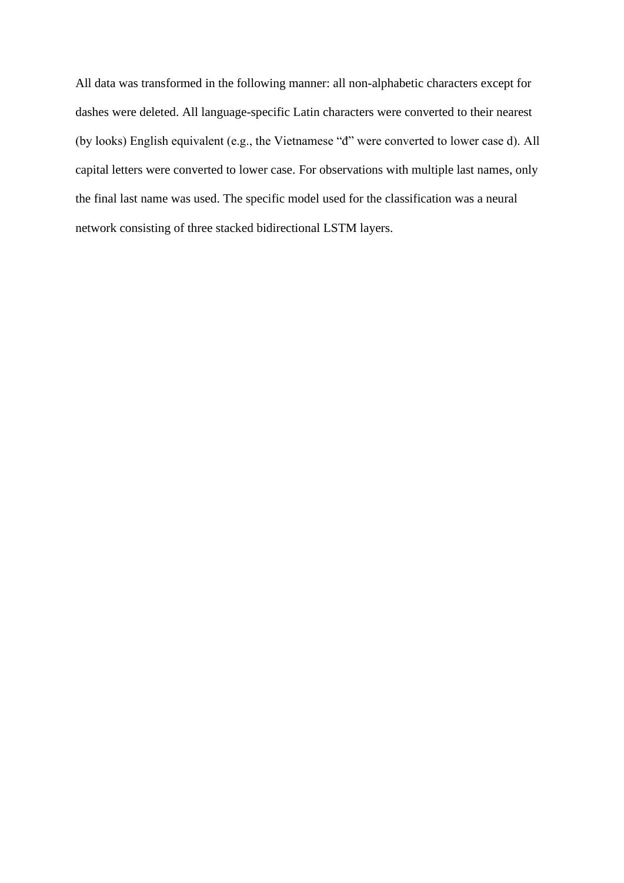All data was transformed in the following manner: all non-alphabetic characters except for dashes were deleted. All language-specific Latin characters were converted to their nearest (by looks) English equivalent (e.g., the Vietnamese "đ" were converted to lower case d). All capital letters were converted to lower case. For observations with multiple last names, only the final last name was used. The specific model used for the classification was a neural network consisting of three stacked bidirectional LSTM layers.